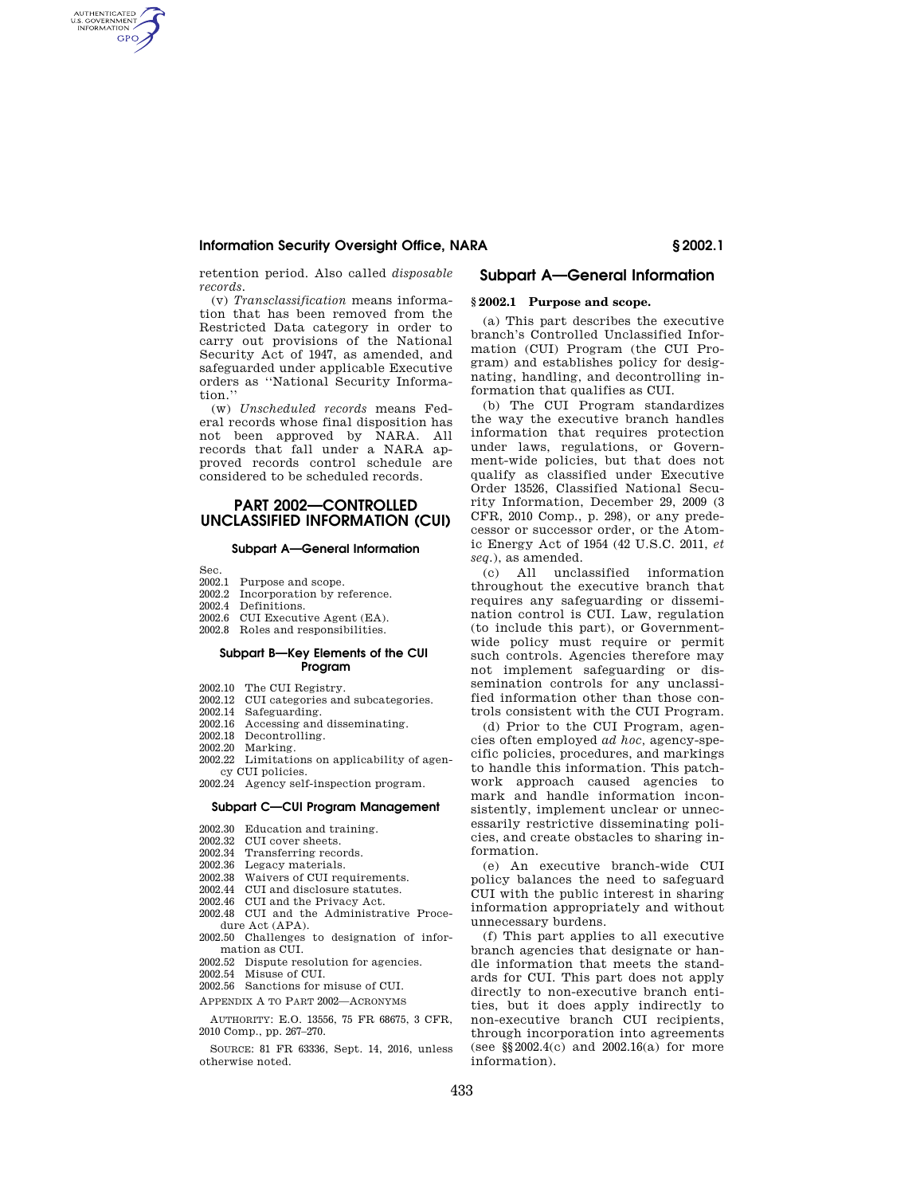retention period. Also called *disposable records*.

(v) *Transclassification* means information that has been removed from the Restricted Data category in order to carry out provisions of the National Security Act of 1947, as amended, and safeguarded under applicable Executive orders as ''National Security Information.''

(w) *Unscheduled records* means Federal records whose final disposition has not been approved by NARA. All records that fall under a NARA approved records control schedule are considered to be scheduled records.

# PART 2002—CONTROLLED UNCLASSIFIED INFORMATION (CUI)

### Subpart A—General Information

Sec.
2002.1 Purpose and scope.
2002.2 Incorporation by reference.
2002.4 Definitions.
2002.6 CUI Executive Agent (EA).
2002.8 Roles and responsibilities.

### Subpart B—Key Elements of the CUI Program

2002.10 The CUI Registry.
2002.12 CUI categories and subcategories.
2002.14 Safeguarding.
2002.16 Accessing and disseminating.
2002.18 Decontrolling.
2002.20 Marking.
2002.22 Limitations on applicability of agency CUI policies.
2002.24 Agency self-inspection program.

### Subpart C—CUI Program Management

2002.30 Education and training.
2002.32 CUI cover sheets.
2002.34 Transferring records.
2002.36 Legacy materials.
2002.38 Waivers of CUI requirements.
2002.44 CUI and disclosure statutes.
2002.46 CUI and the Privacy Act.
2002.48 CUI and the Administrative Procedure Act (APA).
2002.50 Challenges to designation of information as CUI.
2002.52 Dispute resolution for agencies.
2002.54 Misuse of CUI.
2002.56 Sanctions for misuse of CUI.
APPENDIX A TO PART 2002—ACRONYMS

AUTHORITY: E.O. 13556, 75 FR 68675, 3 CFR, 2010 Comp., pp. 267–270.

SOURCE: 81 FR 63336, Sept. 14, 2016, unless otherwise noted.

## Subpart A—General Information

### § 2002.1 Purpose and scope.

(a) This part describes the executive branch's Controlled Unclassified Information (CUI) Program (the CUI Program) and establishes policy for designating, handling, and decontrolling information that qualifies as CUI.

(b) The CUI Program standardizes the way the executive branch handles information that requires protection under laws, regulations, or Government-wide policies, but that does not qualify as classified under Executive Order 13526, Classified National Security Information, December 29, 2009 (3 CFR, 2010 Comp., p. 298), or any predecessor or successor order, or the Atomic Energy Act of 1954 (42 U.S.C. 2011, *et seq.*), as amended.

(c) All unclassified information throughout the executive branch that requires any safeguarding or dissemination control is CUI. Law, regulation (to include this part), or Government-wide policy must require or permit such controls. Agencies therefore may not implement safeguarding or dissemination controls for any unclassified information other than those controls consistent with the CUI Program.

(d) Prior to the CUI Program, agencies often employed *ad hoc*, agency-specific policies, procedures, and markings to handle this information. This patchwork approach caused agencies to mark and handle information inconsistently, implement unclear or unnecessarily restrictive disseminating policies, and create obstacles to sharing information.

(e) An executive branch-wide CUI policy balances the need to safeguard CUI with the public interest in sharing information appropriately and without unnecessary burdens.

(f) This part applies to all executive branch agencies that designate or handle information that meets the standards for CUI. This part does not apply directly to non-executive branch entities, but it does apply indirectly to non-executive branch CUI recipients, through incorporation into agreements (see §§ 2002.4(c) and 2002.16(a) for more information).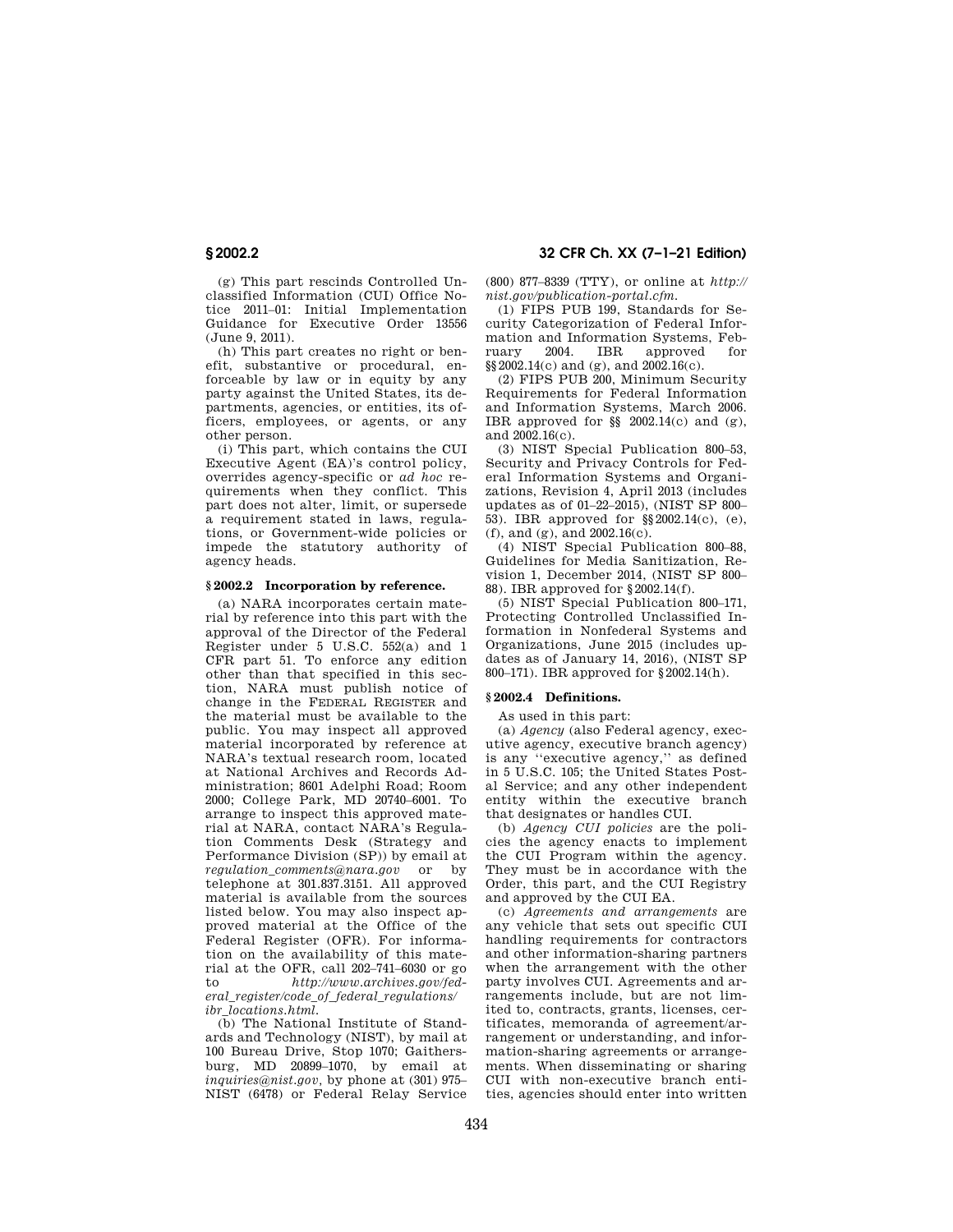(g) This part rescinds Controlled Unclassified Information (CUI) Office Notice 2011–01: Initial Implementation Guidance for Executive Order 13556 (June 9, 2011).

(h) This part creates no right or benefit, substantive or procedural, enforceable by law or in equity by any party against the United States, its departments, agencies, or entities, its officers, employees, or agents, or any other person.

(i) This part, which contains the CUI Executive Agent (EA)'s control policy, overrides agency-specific or *ad hoc* requirements when they conflict. This part does not alter, limit, or supersede a requirement stated in laws, regulations, or Government-wide policies or impede the statutory authority of agency heads.

### § 2002.2 Incorporation by reference.

(a) NARA incorporates certain material by reference into this part with the approval of the Director of the Federal Register under 5 U.S.C. 552(a) and 1 CFR part 51. To enforce any edition other than that specified in this section, NARA must publish notice of change in the FEDERAL REGISTER and the material must be available to the public. You may inspect all approved material incorporated by reference at NARA's textual research room, located at National Archives and Records Administration; 8601 Adelphi Road; Room 2000; College Park, MD 20740–6001. To arrange to inspect this approved material at NARA, contact NARA's Regulation Comments Desk (Strategy and Performance Division (SP)) by email at *regulation_comments@nara.gov* or by telephone at 301.837.3151. All approved material is available from the sources listed below. You may also inspect approved material at the Office of the Federal Register (OFR). For information on the availability of this material at the OFR, call 202–741–6030 or go to *http://www.archives.gov/federal_register/code_of_federal_regulations/ibr_locations.html*.

(b) The National Institute of Standards and Technology (NIST), by mail at 100 Bureau Drive, Stop 1070; Gaithersburg, MD 20899–1070, by email at *inquiries@nist.gov*, by phone at (301) 975–NIST (6478) or Federal Relay Service (800) 877–8339 (TTY), or online at *http://nist.gov/publication-portal.cfm*.

(1) FIPS PUB 199, Standards for Security Categorization of Federal Information and Information Systems, February 2004. IBR approved for §§ 2002.14(c) and (g), and 2002.16(c).

(2) FIPS PUB 200, Minimum Security Requirements for Federal Information and Information Systems, March 2006. IBR approved for §§ 2002.14(c) and (g), and 2002.16(c).

(3) NIST Special Publication 800–53, Security and Privacy Controls for Federal Information Systems and Organizations, Revision 4, April 2013 (includes updates as of 01–22–2015), (NIST SP 800–53). IBR approved for §§ 2002.14(c), (e), (f), and (g), and 2002.16(c).

(4) NIST Special Publication 800–88, Guidelines for Media Sanitization, Revision 1, December 2014, (NIST SP 800–88). IBR approved for § 2002.14(f).

(5) NIST Special Publication 800–171, Protecting Controlled Unclassified Information in Nonfederal Systems and Organizations, June 2015 (includes updates as of January 14, 2016), (NIST SP 800–171). IBR approved for § 2002.14(h).

### § 2002.4 Definitions.

As used in this part:

(a) *Agency* (also Federal agency, executive agency, executive branch agency) is any ''executive agency,'' as defined in 5 U.S.C. 105; the United States Postal Service; and any other independent entity within the executive branch that designates or handles CUI.

(b) *Agency CUI policies* are the policies the agency enacts to implement the CUI Program within the agency. They must be in accordance with the Order, this part, and the CUI Registry and approved by the CUI EA.

(c) *Agreements and arrangements* are any vehicle that sets out specific CUI handling requirements for contractors and other information-sharing partners when the arrangement with the other party involves CUI. Agreements and arrangements include, but are not limited to, contracts, grants, licenses, certificates, memoranda of agreement/arrangement or understanding, and information-sharing agreements or arrangements. When disseminating or sharing CUI with non-executive branch entities, agencies should enter into written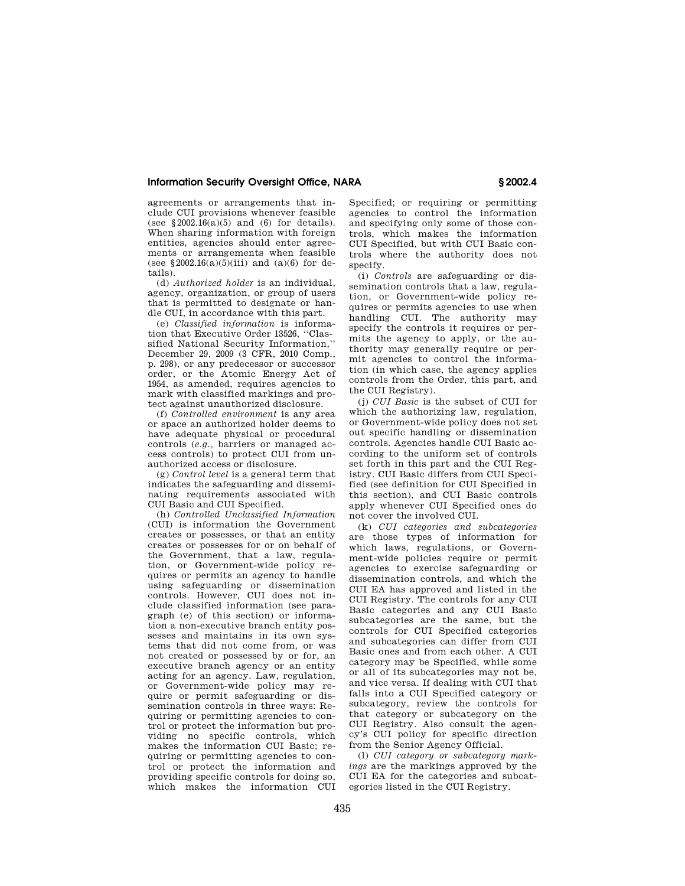agreements or arrangements that include CUI provisions whenever feasible (see §2002.16(a)(5) and (6) for details). When sharing information with foreign entities, agencies should enter agreements or arrangements when feasible (see §2002.16(a)(5)(iii) and (a)(6) for details).

(d) *Authorized holder* is an individual, agency, organization, or group of users that is permitted to designate or handle CUI, in accordance with this part.

(e) *Classified information* is information that Executive Order 13526, ''Classified National Security Information,'' December 29, 2009 (3 CFR, 2010 Comp., p. 298), or any predecessor or successor order, or the Atomic Energy Act of 1954, as amended, requires agencies to mark with classified markings and protect against unauthorized disclosure.

(f) *Controlled environment* is any area or space an authorized holder deems to have adequate physical or procedural controls (*e.g.,* barriers or managed access controls) to protect CUI from unauthorized access or disclosure.

(g) *Control level* is a general term that indicates the safeguarding and disseminating requirements associated with CUI Basic and CUI Specified.

(h) *Controlled Unclassified Information* (CUI) is information the Government creates or possesses, or that an entity creates or possesses for or on behalf of the Government, that a law, regulation, or Government-wide policy requires or permits an agency to handle using safeguarding or dissemination controls. However, CUI does not include classified information (see paragraph (e) of this section) or information a non-executive branch entity possesses and maintains in its own systems that did not come from, or was not created or possessed by or for, an executive branch agency or an entity acting for an agency. Law, regulation, or Government-wide policy may require or permit safeguarding or dissemination controls in three ways: Requiring or permitting agencies to control or protect the information but providing no specific controls, which makes the information CUI Basic; requiring or permitting agencies to control or protect the information and providing specific controls for doing so, which makes the information CUI Specified; or requiring or permitting agencies to control the information and specifying only some of those controls, which makes the information CUI Specified, but with CUI Basic controls where the authority does not specify.

(i) *Controls* are safeguarding or dissemination controls that a law, regulation, or Government-wide policy requires or permits agencies to use when handling CUI. The authority may specify the controls it requires or permits the agency to apply, or the authority may generally require or permit agencies to control the information (in which case, the agency applies controls from the Order, this part, and the CUI Registry).

(j) *CUI Basic* is the subset of CUI for which the authorizing law, regulation, or Government-wide policy does not set out specific handling or dissemination controls. Agencies handle CUI Basic according to the uniform set of controls set forth in this part and the CUI Registry. CUI Basic differs from CUI Specified (see definition for CUI Specified in this section), and CUI Basic controls apply whenever CUI Specified ones do not cover the involved CUI.

(k) *CUI categories and subcategories* are those types of information for which laws, regulations, or Government-wide policies require or permit agencies to exercise safeguarding or dissemination controls, and which the CUI EA has approved and listed in the CUI Registry. The controls for any CUI Basic categories and any CUI Basic subcategories are the same, but the controls for CUI Specified categories and subcategories can differ from CUI Basic ones and from each other. A CUI category may be Specified, while some or all of its subcategories may not be, and vice versa. If dealing with CUI that falls into a CUI Specified category or subcategory, review the controls for that category or subcategory on the CUI Registry. Also consult the agency's CUI policy for specific direction from the Senior Agency Official.

(l) *CUI category or subcategory markings* are the markings approved by the CUI EA for the categories and subcategories listed in the CUI Registry.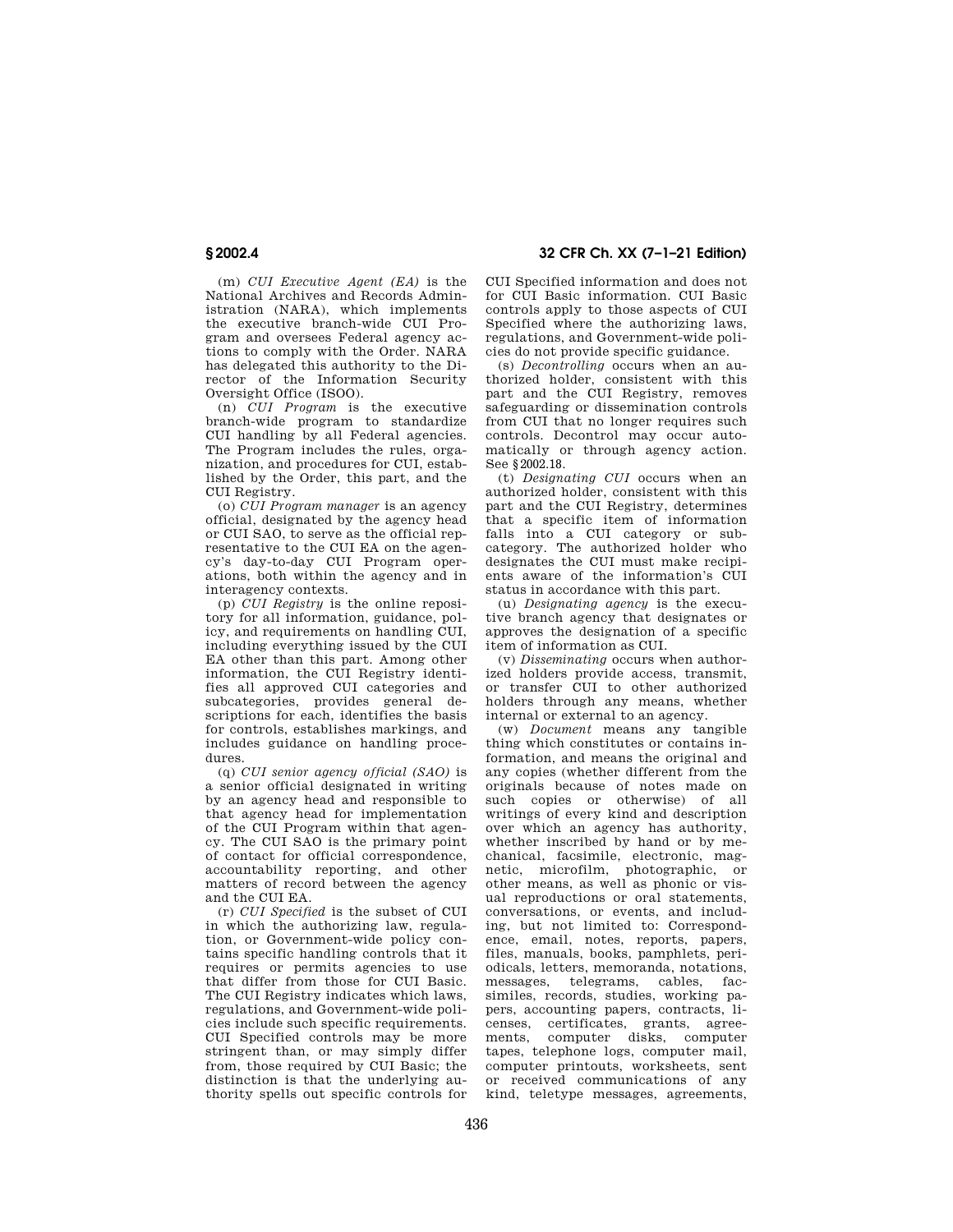(m) *CUI Executive Agent (EA)* is the National Archives and Records Administration (NARA), which implements the executive branch-wide CUI Program and oversees Federal agency actions to comply with the Order. NARA has delegated this authority to the Director of the Information Security Oversight Office (ISOO).

(n) *CUI Program* is the executive branch-wide program to standardize CUI handling by all Federal agencies. The Program includes the rules, organization, and procedures for CUI, established by the Order, this part, and the CUI Registry.

(o) *CUI Program manager* is an agency official, designated by the agency head or CUI SAO, to serve as the official representative to the CUI EA on the agency's day-to-day CUI Program operations, both within the agency and in interagency contexts.

(p) *CUI Registry* is the online repository for all information, guidance, policy, and requirements on handling CUI, including everything issued by the CUI EA other than this part. Among other information, the CUI Registry identifies all approved CUI categories and subcategories, provides general descriptions for each, identifies the basis for controls, establishes markings, and includes guidance on handling procedures.

(q) *CUI senior agency official (SAO)* is a senior official designated in writing by an agency head and responsible to that agency head for implementation of the CUI Program within that agency. The CUI SAO is the primary point of contact for official correspondence, accountability reporting, and other matters of record between the agency and the CUI EA.

(r) *CUI Specified* is the subset of CUI in which the authorizing law, regulation, or Government-wide policy contains specific handling controls that it requires or permits agencies to use that differ from those for CUI Basic. The CUI Registry indicates which laws, regulations, and Government-wide policies include such specific requirements. CUI Specified controls may be more stringent than, or may simply differ from, those required by CUI Basic; the distinction is that the underlying authority spells out specific controls for CUI Specified information and does not for CUI Basic information. CUI Basic controls apply to those aspects of CUI Specified where the authorizing laws, regulations, and Government-wide policies do not provide specific guidance.

(s) *Decontrolling* occurs when an authorized holder, consistent with this part and the CUI Registry, removes safeguarding or dissemination controls from CUI that no longer requires such controls. Decontrol may occur automatically or through agency action. See §2002.18.

(t) *Designating CUI* occurs when an authorized holder, consistent with this part and the CUI Registry, determines that a specific item of information falls into a CUI category or subcategory. The authorized holder who designates the CUI must make recipients aware of the information's CUI status in accordance with this part.

(u) *Designating agency* is the executive branch agency that designates or approves the designation of a specific item of information as CUI.

(v) *Disseminating* occurs when authorized holders provide access, transmit, or transfer CUI to other authorized holders through any means, whether internal or external to an agency.

(w) *Document* means any tangible thing which constitutes or contains information, and means the original and any copies (whether different from the originals because of notes made on such copies or otherwise) of all writings of every kind and description over which an agency has authority, whether inscribed by hand or by mechanical, facsimile, electronic, magnetic, microfilm, photographic, or other means, as well as phonic or visual reproductions or oral statements, conversations, or events, and including, but not limited to: Correspondence, email, notes, reports, papers, files, manuals, books, pamphlets, periodicals, letters, memoranda, notations, messages, telegrams, cables, facsimiles, records, studies, working papers, accounting papers, contracts, licenses, certificates, grants, agreements, computer disks, computer tapes, telephone logs, computer mail, computer printouts, worksheets, sent or received communications of any kind, teletype messages, agreements,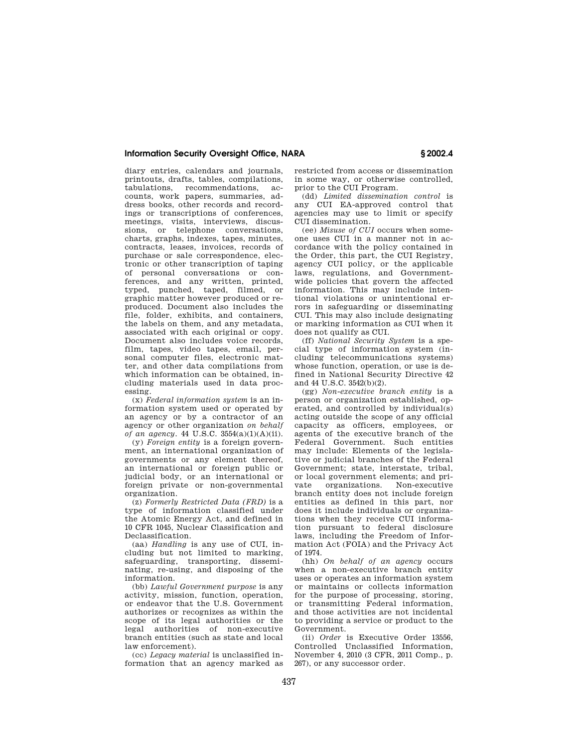diary entries, calendars and journals, printouts, drafts, tables, compilations, tabulations, recommendations, accounts, work papers, summaries, address books, other records and recordings or transcriptions of conferences, meetings, visits, interviews, discussions, or telephone conversations, charts, graphs, indexes, tapes, minutes, contracts, leases, invoices, records of purchase or sale correspondence, electronic or other transcription of taping of personal conversations or conferences, and any written, printed, typed, punched, taped, filmed, or graphic matter however produced or reproduced. Document also includes the file, folder, exhibits, and containers, the labels on them, and any metadata, associated with each original or copy. Document also includes voice records, film, tapes, video tapes, email, personal computer files, electronic matter, and other data compilations from which information can be obtained, including materials used in data processing.

(x) *Federal information system* is an information system used or operated by an agency or by a contractor of an agency or other organization *on behalf of an agency*. 44 U.S.C. 3554(a)(1)(A)(ii).

(y) *Foreign entity* is a foreign government, an international organization of governments or any element thereof, an international or foreign public or judicial body, or an international or foreign private or non-governmental organization.

(z) *Formerly Restricted Data (FRD)* is a type of information classified under the Atomic Energy Act, and defined in 10 CFR 1045, Nuclear Classification and Declassification.

(aa) *Handling* is any use of CUI, including but not limited to marking, safeguarding, transporting, disseminating, re-using, and disposing of the information.

(bb) *Lawful Government purpose* is any activity, mission, function, operation, or endeavor that the U.S. Government authorizes or recognizes as within the scope of its legal authorities or the legal authorities of non-executive branch entities (such as state and local law enforcement).

(cc) *Legacy material* is unclassified information that an agency marked as restricted from access or dissemination in some way, or otherwise controlled, prior to the CUI Program.

(dd) *Limited dissemination control* is any CUI EA-approved control that agencies may use to limit or specify CUI dissemination.

(ee) *Misuse of CUI* occurs when someone uses CUI in a manner not in accordance with the policy contained in the Order, this part, the CUI Registry, agency CUI policy, or the applicable laws, regulations, and Government-wide policies that govern the affected information. This may include intentional violations or unintentional errors in safeguarding or disseminating CUI. This may also include designating or marking information as CUI when it does not qualify as CUI.

(ff) *National Security System* is a special type of information system (including telecommunications systems) whose function, operation, or use is defined in National Security Directive 42 and 44 U.S.C. 3542(b)(2).

(gg) *Non-executive branch entity* is a person or organization established, operated, and controlled by individual(s) acting outside the scope of any official capacity as officers, employees, or agents of the executive branch of the Federal Government. Such entities may include: Elements of the legislative or judicial branches of the Federal Government; state, interstate, tribal, or local government elements; and private organizations. Non-executive branch entity does not include foreign entities as defined in this part, nor does it include individuals or organizations when they receive CUI information pursuant to federal disclosure laws, including the Freedom of Information Act (FOIA) and the Privacy Act of 1974.

(hh) *On behalf of an agency* occurs when a non-executive branch entity uses or operates an information system or maintains or collects information for the purpose of processing, storing, or transmitting Federal information, and those activities are not incidental to providing a service or product to the Government.

(ii) *Order* is Executive Order 13556, Controlled Unclassified Information, November 4, 2010 (3 CFR, 2011 Comp., p. 267), or any successor order.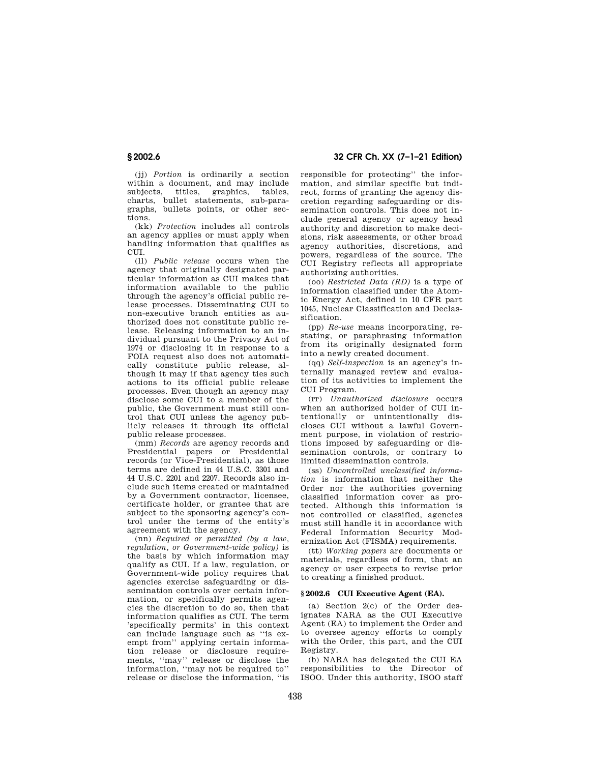(jj) *Portion* is ordinarily a section within a document, and may include subjects, titles, graphics, tables, charts, bullet statements, sub-paragraphs, bullets points, or other sections.

(kk) *Protection* includes all controls an agency applies or must apply when handling information that qualifies as CUI.

(ll) *Public release* occurs when the agency that originally designated particular information as CUI makes that information available to the public through the agency's official public release processes. Disseminating CUI to non-executive branch entities as authorized does not constitute public release. Releasing information to an individual pursuant to the Privacy Act of 1974 or disclosing it in response to a FOIA request also does not automatically constitute public release, although it may if that agency ties such actions to its official public release processes. Even though an agency may disclose some CUI to a member of the public, the Government must still control that CUI unless the agency publicly releases it through its official public release processes.

(mm) *Records* are agency records and Presidential papers or Presidential records (or Vice-Presidential), as those terms are defined in 44 U.S.C. 3301 and 44 U.S.C. 2201 and 2207. Records also include such items created or maintained by a Government contractor, licensee, certificate holder, or grantee that are subject to the sponsoring agency's control under the terms of the entity's agreement with the agency.

(nn) *Required or permitted (by a law, regulation, or Government-wide policy)* is the basis by which information may qualify as CUI. If a law, regulation, or Government-wide policy requires that agencies exercise safeguarding or dissemination controls over certain information, or specifically permits agencies the discretion to do so, then that information qualifies as CUI. The term 'specifically permits' in this context can include language such as ''is exempt from'' applying certain information release or disclosure requirements, ''may'' release or disclose the information, ''may not be required to'' release or disclose the information, ''is responsible for protecting'' the information, and similar specific but indirect, forms of granting the agency discretion regarding safeguarding or dissemination controls. This does not include general agency or agency head authority and discretion to make decisions, risk assessments, or other broad agency authorities, discretions, and powers, regardless of the source. The CUI Registry reflects all appropriate authorizing authorities.

(oo) *Restricted Data (RD)* is a type of information classified under the Atomic Energy Act, defined in 10 CFR part 1045, Nuclear Classification and Declassification.

(pp) *Re-use* means incorporating, restating, or paraphrasing information from its originally designated form into a newly created document.

(qq) *Self-inspection* is an agency's internally managed review and evaluation of its activities to implement the CUI Program.

(rr) *Unauthorized disclosure* occurs when an authorized holder of CUI intentionally or unintentionally discloses CUI without a lawful Government purpose, in violation of restrictions imposed by safeguarding or dissemination controls, or contrary to limited dissemination controls.

(ss) *Uncontrolled unclassified information* is information that neither the Order nor the authorities governing classified information cover as protected. Although this information is not controlled or classified, agencies must still handle it in accordance with Federal Information Security Modernization Act (FISMA) requirements.

(tt) *Working papers* are documents or materials, regardless of form, that an agency or user expects to revise prior to creating a finished product.

### § 2002.6 CUI Executive Agent (EA).

(a) Section 2(c) of the Order designates NARA as the CUI Executive Agent (EA) to implement the Order and to oversee agency efforts to comply with the Order, this part, and the CUI Registry.

(b) NARA has delegated the CUI EA responsibilities to the Director of ISOO. Under this authority, ISOO staff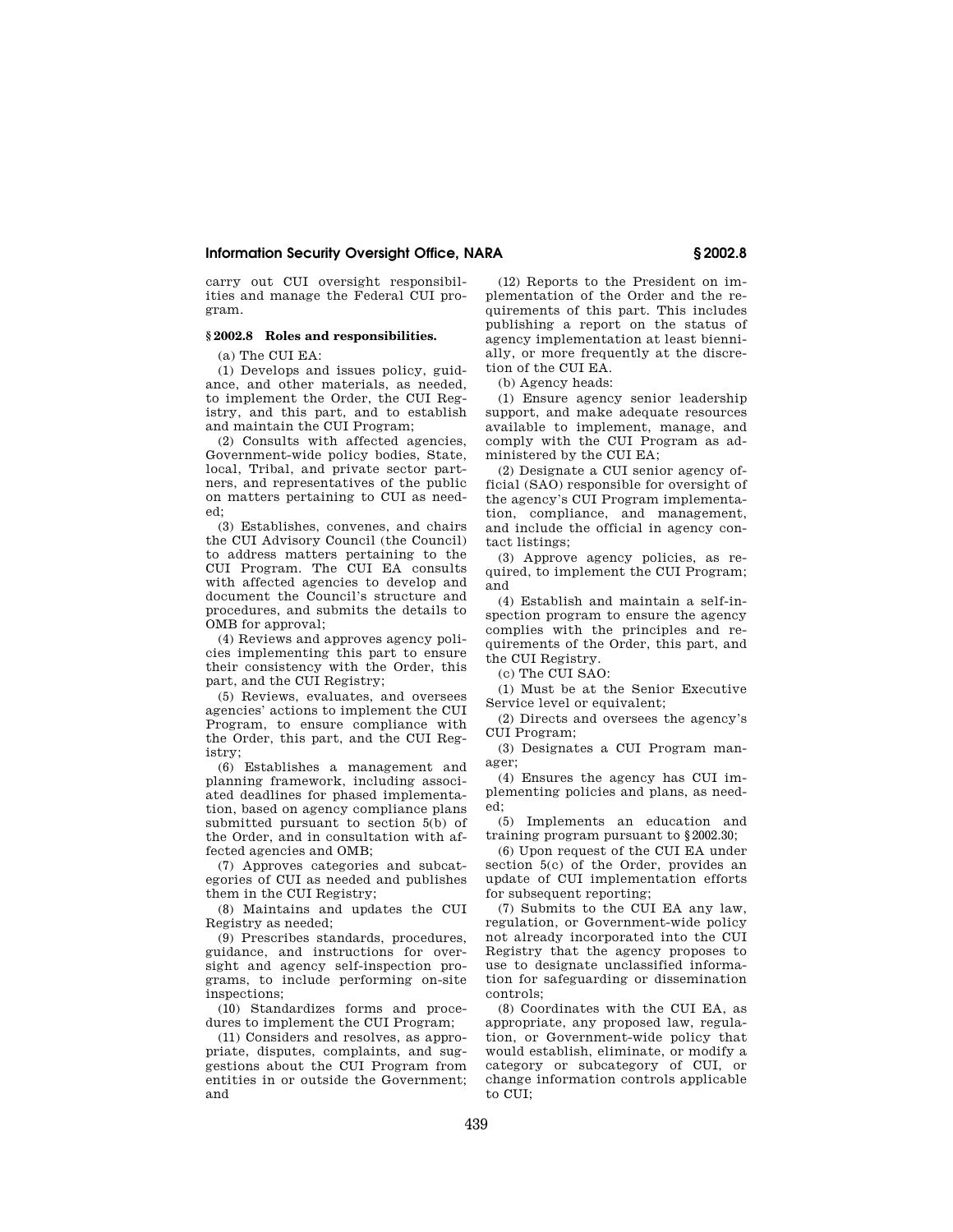carry out CUI oversight responsibilities and manage the Federal CUI program.

### § 2002.8 Roles and responsibilities.

(a) The CUI EA:

(1) Develops and issues policy, guidance, and other materials, as needed, to implement the Order, the CUI Registry, and this part, and to establish and maintain the CUI Program;

(2) Consults with affected agencies, Government-wide policy bodies, State, local, Tribal, and private sector partners, and representatives of the public on matters pertaining to CUI as needed;

(3) Establishes, convenes, and chairs the CUI Advisory Council (the Council) to address matters pertaining to the CUI Program. The CUI EA consults with affected agencies to develop and document the Council's structure and procedures, and submits the details to OMB for approval;

(4) Reviews and approves agency policies implementing this part to ensure their consistency with the Order, this part, and the CUI Registry;

(5) Reviews, evaluates, and oversees agencies' actions to implement the CUI Program, to ensure compliance with the Order, this part, and the CUI Registry;

(6) Establishes a management and planning framework, including associated deadlines for phased implementation, based on agency compliance plans submitted pursuant to section 5(b) of the Order, and in consultation with affected agencies and OMB;

(7) Approves categories and subcategories of CUI as needed and publishes them in the CUI Registry;

(8) Maintains and updates the CUI Registry as needed;

(9) Prescribes standards, procedures, guidance, and instructions for oversight and agency self-inspection programs, to include performing on-site inspections;

(10) Standardizes forms and procedures to implement the CUI Program;

(11) Considers and resolves, as appropriate, disputes, complaints, and suggestions about the CUI Program from entities in or outside the Government; and

(12) Reports to the President on implementation of the Order and the requirements of this part. This includes publishing a report on the status of agency implementation at least biennially, or more frequently at the discretion of the CUI EA.

(b) Agency heads:

(1) Ensure agency senior leadership support, and make adequate resources available to implement, manage, and comply with the CUI Program as administered by the CUI EA;

(2) Designate a CUI senior agency official (SAO) responsible for oversight of the agency's CUI Program implementation, compliance, and management, and include the official in agency contact listings;

(3) Approve agency policies, as required, to implement the CUI Program; and

(4) Establish and maintain a self-inspection program to ensure the agency complies with the principles and requirements of the Order, this part, and the CUI Registry.

(c) The CUI SAO:

(1) Must be at the Senior Executive Service level or equivalent;

(2) Directs and oversees the agency's CUI Program;

(3) Designates a CUI Program manager;

(4) Ensures the agency has CUI implementing policies and plans, as needed;

(5) Implements an education and training program pursuant to § 2002.30;

(6) Upon request of the CUI EA under section 5(c) of the Order, provides an update of CUI implementation efforts for subsequent reporting;

(7) Submits to the CUI EA any law, regulation, or Government-wide policy not already incorporated into the CUI Registry that the agency proposes to use to designate unclassified information for safeguarding or dissemination controls;

(8) Coordinates with the CUI EA, as appropriate, any proposed law, regulation, or Government-wide policy that would establish, eliminate, or modify a category or subcategory of CUI, or change information controls applicable to CUI;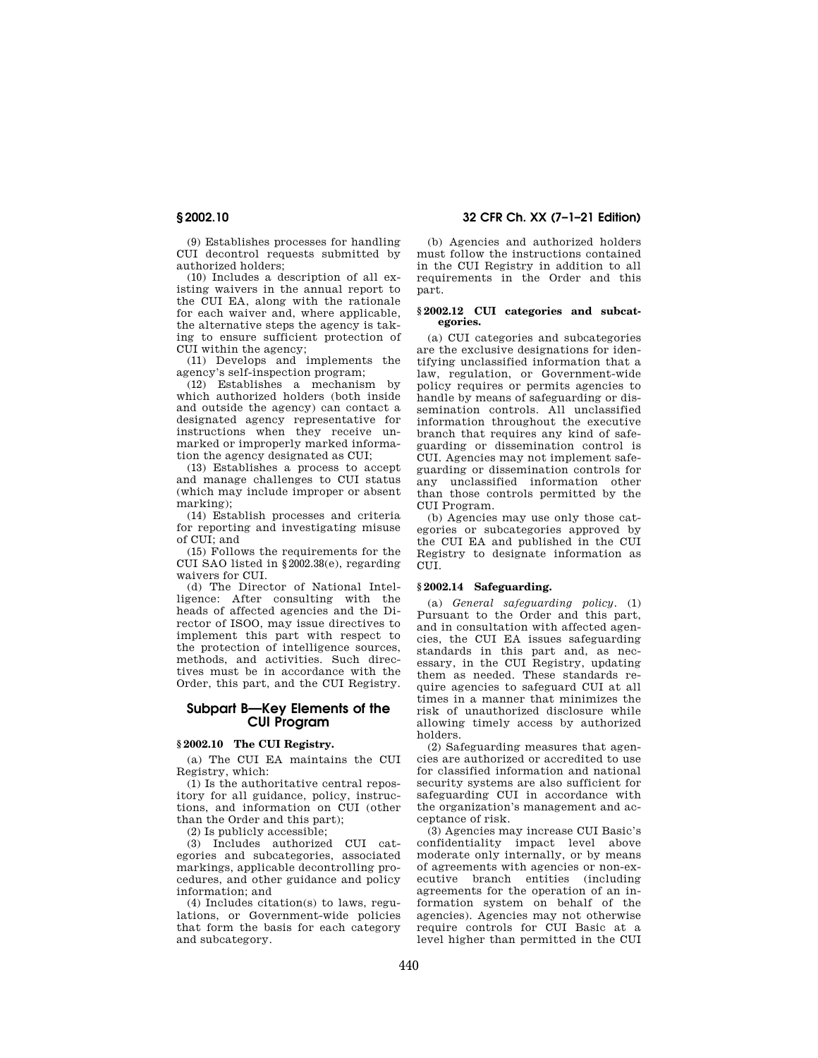(9) Establishes processes for handling CUI decontrol requests submitted by authorized holders;

(10) Includes a description of all existing waivers in the annual report to the CUI EA, along with the rationale for each waiver and, where applicable, the alternative steps the agency is taking to ensure sufficient protection of CUI within the agency;

(11) Develops and implements the agency's self-inspection program;

(12) Establishes a mechanism by which authorized holders (both inside and outside the agency) can contact a designated agency representative for instructions when they receive unmarked or improperly marked information the agency designated as CUI;

(13) Establishes a process to accept and manage challenges to CUI status (which may include improper or absent marking);

(14) Establish processes and criteria for reporting and investigating misuse of CUI; and

(15) Follows the requirements for the CUI SAO listed in §2002.38(e), regarding waivers for CUI.

(d) The Director of National Intelligence: After consulting with the heads of affected agencies and the Director of ISOO, may issue directives to implement this part with respect to the protection of intelligence sources, methods, and activities. Such directives must be in accordance with the Order, this part, and the CUI Registry.

## Subpart B—Key Elements of the CUI Program

### § 2002.10 The CUI Registry.

(a) The CUI EA maintains the CUI Registry, which:

(1) Is the authoritative central repository for all guidance, policy, instructions, and information on CUI (other than the Order and this part);

(2) Is publicly accessible;

(3) Includes authorized CUI categories and subcategories, associated markings, applicable decontrolling procedures, and other guidance and policy information; and

(4) Includes citation(s) to laws, regulations, or Government-wide policies that form the basis for each category and subcategory.

(b) Agencies and authorized holders must follow the instructions contained in the CUI Registry in addition to all requirements in the Order and this part.

### § 2002.12 CUI categories and subcategories.

(a) CUI categories and subcategories are the exclusive designations for identifying unclassified information that a law, regulation, or Government-wide policy requires or permits agencies to handle by means of safeguarding or dissemination controls. All unclassified information throughout the executive branch that requires any kind of safeguarding or dissemination control is CUI. Agencies may not implement safeguarding or dissemination controls for any unclassified information other than those controls permitted by the CUI Program.

(b) Agencies may use only those categories or subcategories approved by the CUI EA and published in the CUI Registry to designate information as CUI.

### § 2002.14 Safeguarding.

(a) *General safeguarding policy*. (1) Pursuant to the Order and this part, and in consultation with affected agencies, the CUI EA issues safeguarding standards in this part and, as necessary, in the CUI Registry, updating them as needed. These standards require agencies to safeguard CUI at all times in a manner that minimizes the risk of unauthorized disclosure while allowing timely access by authorized holders.

(2) Safeguarding measures that agencies are authorized or accredited to use for classified information and national security systems are also sufficient for safeguarding CUI in accordance with the organization's management and acceptance of risk.

(3) Agencies may increase CUI Basic's confidentiality impact level above moderate only internally, or by means of agreements with agencies or non-executive branch entities (including agreements for the operation of an information system on behalf of the agencies). Agencies may not otherwise require controls for CUI Basic at a level higher than permitted in the CUI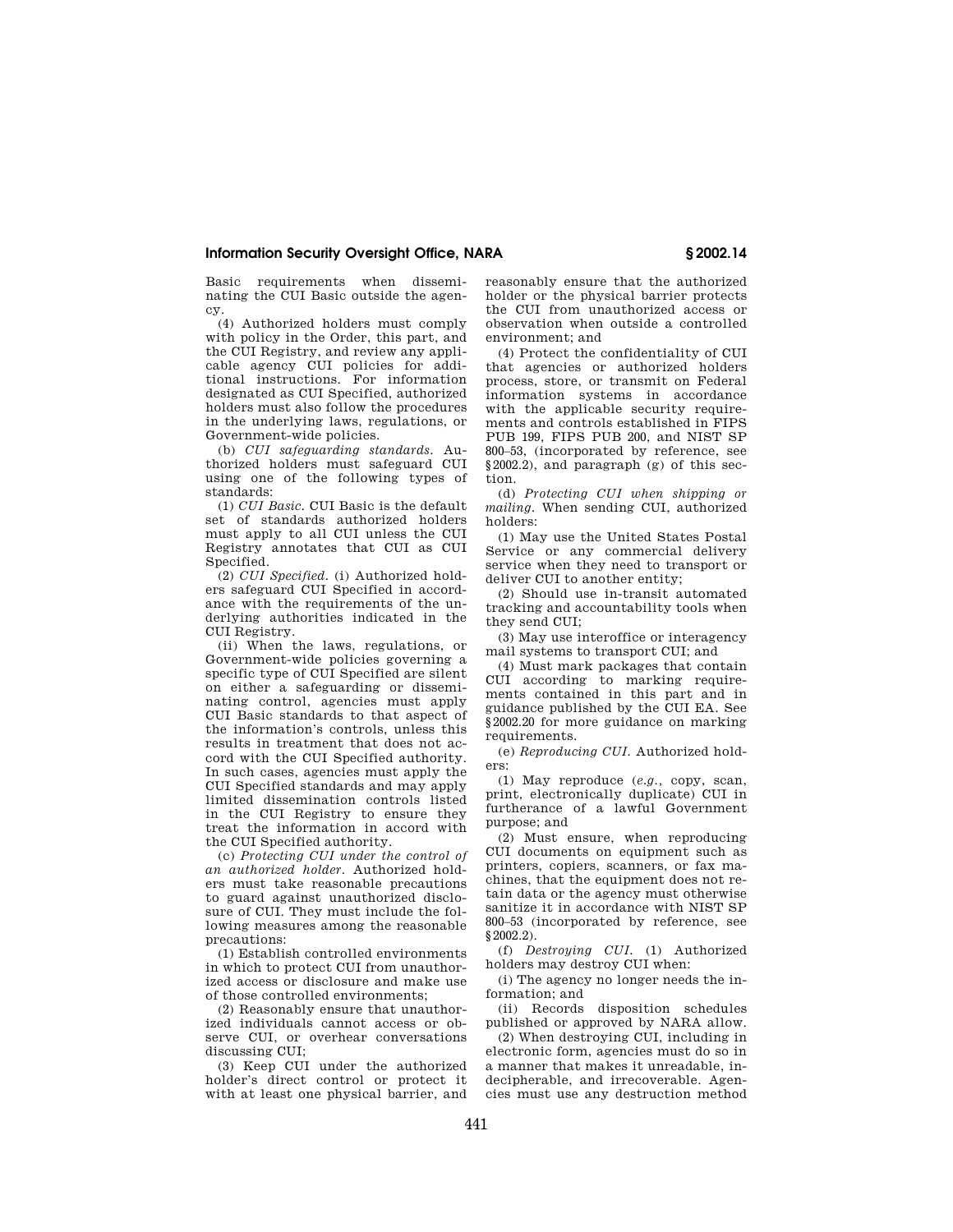Basic requirements when disseminating the CUI Basic outside the agency.

(4) Authorized holders must comply with policy in the Order, this part, and the CUI Registry, and review any applicable agency CUI policies for additional instructions. For information designated as CUI Specified, authorized holders must also follow the procedures in the underlying laws, regulations, or Government-wide policies.

(b) *CUI safeguarding standards.* Authorized holders must safeguard CUI using one of the following types of standards:

(1) *CUI Basic.* CUI Basic is the default set of standards authorized holders must apply to all CUI unless the CUI Registry annotates that CUI as CUI Specified.

(2) *CUI Specified.* (i) Authorized holders safeguard CUI Specified in accordance with the requirements of the underlying authorities indicated in the CUI Registry.

(ii) When the laws, regulations, or Government-wide policies governing a specific type of CUI Specified are silent on either a safeguarding or disseminating control, agencies must apply CUI Basic standards to that aspect of the information's controls, unless this results in treatment that does not accord with the CUI Specified authority. In such cases, agencies must apply the CUI Specified standards and may apply limited dissemination controls listed in the CUI Registry to ensure they treat the information in accord with the CUI Specified authority.

(c) *Protecting CUI under the control of an authorized holder.* Authorized holders must take reasonable precautions to guard against unauthorized disclosure of CUI. They must include the following measures among the reasonable precautions:

(1) Establish controlled environments in which to protect CUI from unauthorized access or disclosure and make use of those controlled environments;

(2) Reasonably ensure that unauthorized individuals cannot access or observe CUI, or overhear conversations discussing CUI;

(3) Keep CUI under the authorized holder's direct control or protect it with at least one physical barrier, and reasonably ensure that the authorized holder or the physical barrier protects the CUI from unauthorized access or observation when outside a controlled environment; and

(4) Protect the confidentiality of CUI that agencies or authorized holders process, store, or transmit on Federal information systems in accordance with the applicable security requirements and controls established in FIPS PUB 199, FIPS PUB 200, and NIST SP 800–53, (incorporated by reference, see §2002.2), and paragraph (g) of this section.

(d) *Protecting CUI when shipping or mailing.* When sending CUI, authorized holders:

(1) May use the United States Postal Service or any commercial delivery service when they need to transport or deliver CUI to another entity;

(2) Should use in-transit automated tracking and accountability tools when they send CUI;

(3) May use interoffice or interagency mail systems to transport CUI; and

(4) Must mark packages that contain CUI according to marking requirements contained in this part and in guidance published by the CUI EA. See §2002.20 for more guidance on marking requirements.

(e) *Reproducing CUI.* Authorized holders:

(1) May reproduce (*e.g.*, copy, scan, print, electronically duplicate) CUI in furtherance of a lawful Government purpose; and

(2) Must ensure, when reproducing CUI documents on equipment such as printers, copiers, scanners, or fax machines, that the equipment does not retain data or the agency must otherwise sanitize it in accordance with NIST SP 800–53 (incorporated by reference, see §2002.2).

(f) *Destroying CUI.* (1) Authorized holders may destroy CUI when:

(i) The agency no longer needs the information; and

(ii) Records disposition schedules published or approved by NARA allow.

(2) When destroying CUI, including in electronic form, agencies must do so in a manner that makes it unreadable, indecipherable, and irrecoverable. Agencies must use any destruction method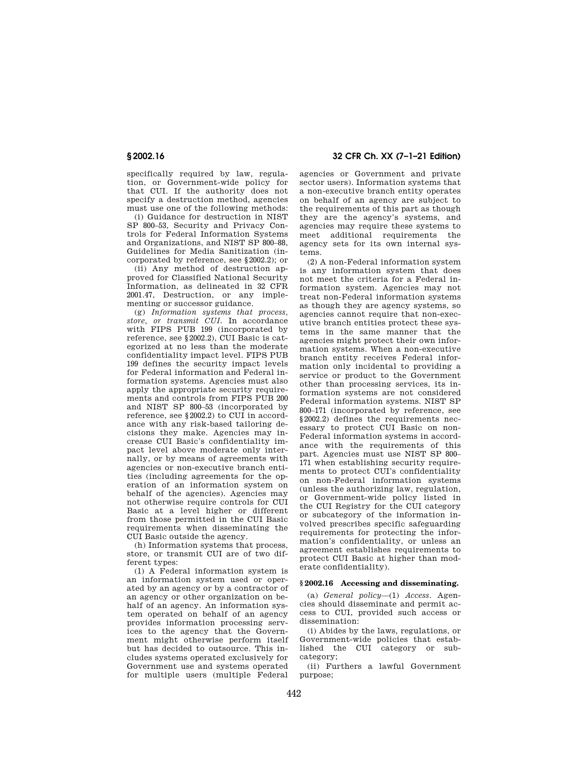specifically required by law, regulation, or Government-wide policy for that CUI. If the authority does not specify a destruction method, agencies must use one of the following methods:

(i) Guidance for destruction in NIST SP 800–53, Security and Privacy Controls for Federal Information Systems and Organizations, and NIST SP 800–88, Guidelines for Media Sanitization (incorporated by reference, see §2002.2); or

(ii) Any method of destruction approved for Classified National Security Information, as delineated in 32 CFR 2001.47, Destruction, or any implementing or successor guidance.

(g) *Information systems that process, store, or transmit CUI.* In accordance with FIPS PUB 199 (incorporated by reference, see §2002.2), CUI Basic is categorized at no less than the moderate confidentiality impact level. FIPS PUB 199 defines the security impact levels for Federal information and Federal information systems. Agencies must also apply the appropriate security requirements and controls from FIPS PUB 200 and NIST SP 800–53 (incorporated by reference, see §2002.2) to CUI in accordance with any risk-based tailoring decisions they make. Agencies may increase CUI Basic's confidentiality impact level above moderate only internally, or by means of agreements with agencies or non-executive branch entities (including agreements for the operation of an information system on behalf of the agencies). Agencies may not otherwise require controls for CUI Basic at a level higher or different from those permitted in the CUI Basic requirements when disseminating the CUI Basic outside the agency.

(h) Information systems that process, store, or transmit CUI are of two different types:

(1) A Federal information system is an information system used or operated by an agency or by a contractor of an agency or other organization on behalf of an agency. An information system operated on behalf of an agency provides information processing services to the agency that the Government might otherwise perform itself but has decided to outsource. This includes systems operated exclusively for Government use and systems operated for multiple users (multiple Federal agencies or Government and private sector users). Information systems that a non-executive branch entity operates on behalf of an agency are subject to the requirements of this part as though they are the agency's systems, and agencies may require these systems to meet additional requirements the agency sets for its own internal systems.

(2) A non-Federal information system is any information system that does not meet the criteria for a Federal information system. Agencies may not treat non-Federal information systems as though they are agency systems, so agencies cannot require that non-executive branch entities protect these systems in the same manner that the agencies might protect their own information systems. When a non-executive branch entity receives Federal information only incidental to providing a service or product to the Government other than processing services, its information systems are not considered Federal information systems. NIST SP 800–171 (incorporated by reference, see §2002.2) defines the requirements necessary to protect CUI Basic on non-Federal information systems in accordance with the requirements of this part. Agencies must use NIST SP 800–171 when establishing security requirements to protect CUI's confidentiality on non-Federal information systems (unless the authorizing law, regulation, or Government-wide policy listed in the CUI Registry for the CUI category or subcategory of the information involved prescribes specific safeguarding requirements for protecting the information's confidentiality, or unless an agreement establishes requirements to protect CUI Basic at higher than moderate confidentiality).

### §2002.16 Accessing and disseminating.

(a) *General policy*—(1) *Access.* Agencies should disseminate and permit access to CUI, provided such access or dissemination:

(i) Abides by the laws, regulations, or Government-wide policies that established the CUI category or subcategory;

(ii) Furthers a lawful Government purpose;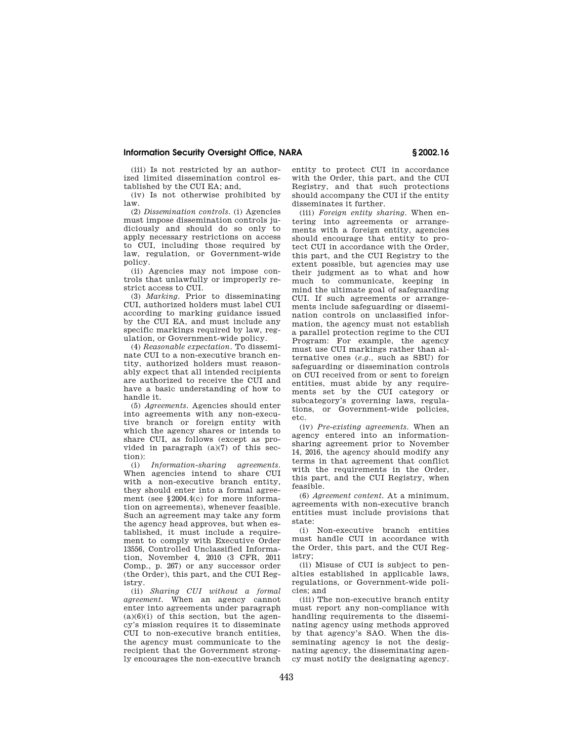(iii) Is not restricted by an authorized limited dissemination control established by the CUI EA; and,

(iv) Is not otherwise prohibited by law.

(2) *Dissemination controls.* (i) Agencies must impose dissemination controls judiciously and should do so only to apply necessary restrictions on access to CUI, including those required by law, regulation, or Government-wide policy.

(ii) Agencies may not impose controls that unlawfully or improperly restrict access to CUI.

(3) *Marking.* Prior to disseminating CUI, authorized holders must label CUI according to marking guidance issued by the CUI EA, and must include any specific markings required by law, regulation, or Government-wide policy.

(4) *Reasonable expectation.* To disseminate CUI to a non-executive branch entity, authorized holders must reasonably expect that all intended recipients are authorized to receive the CUI and have a basic understanding of how to handle it.

(5) *Agreements.* Agencies should enter into agreements with any non-executive branch or foreign entity with which the agency shares or intends to share CUI, as follows (except as provided in paragraph (a)(7) of this section):

(i) *Information-sharing agreements.* When agencies intend to share CUI with a non-executive branch entity, they should enter into a formal agreement (see §2004.4(c) for more information on agreements), whenever feasible. Such an agreement may take any form the agency head approves, but when established, it must include a requirement to comply with Executive Order 13556, Controlled Unclassified Information, November 4, 2010 (3 CFR, 2011 Comp., p. 267) or any successor order (the Order), this part, and the CUI Registry.

(ii) *Sharing CUI without a formal agreement.* When an agency cannot enter into agreements under paragraph (a)(6)(i) of this section, but the agency's mission requires it to disseminate CUI to non-executive branch entities, the agency must communicate to the recipient that the Government strongly encourages the non-executive branch entity to protect CUI in accordance with the Order, this part, and the CUI Registry, and that such protections should accompany the CUI if the entity disseminates it further.

(iii) *Foreign entity sharing.* When entering into agreements or arrangements with a foreign entity, agencies should encourage that entity to protect CUI in accordance with the Order, this part, and the CUI Registry to the extent possible, but agencies may use their judgment as to what and how much to communicate, keeping in mind the ultimate goal of safeguarding CUI. If such agreements or arrangements include safeguarding or dissemination controls on unclassified information, the agency must not establish a parallel protection regime to the CUI Program: For example, the agency must use CUI markings rather than alternative ones (*e.g.*, such as SBU) for safeguarding or dissemination controls on CUI received from or sent to foreign entities, must abide by any requirements set by the CUI category or subcategory's governing laws, regulations, or Government-wide policies, etc.

(iv) *Pre-existing agreements.* When an agency entered into an information-sharing agreement prior to November 14, 2016, the agency should modify any terms in that agreement that conflict with the requirements in the Order, this part, and the CUI Registry, when feasible.

(6) *Agreement content.* At a minimum, agreements with non-executive branch entities must include provisions that state:

(i) Non-executive branch entities must handle CUI in accordance with the Order, this part, and the CUI Registry;

(ii) Misuse of CUI is subject to penalties established in applicable laws, regulations, or Government-wide policies; and

(iii) The non-executive branch entity must report any non-compliance with handling requirements to the disseminating agency using methods approved by that agency's SAO. When the disseminating agency is not the designating agency, the disseminating agency must notify the designating agency.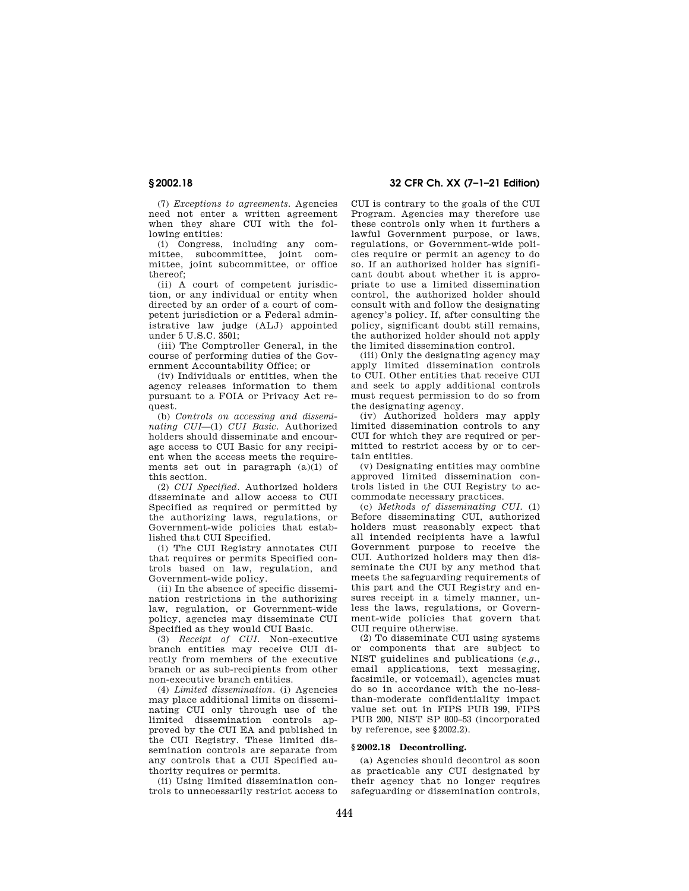(7) *Exceptions to agreements.* Agencies need not enter a written agreement when they share CUI with the following entities:

(i) Congress, including any committee, subcommittee, joint committee, joint subcommittee, or office thereof;

(ii) A court of competent jurisdiction, or any individual or entity when directed by an order of a court of competent jurisdiction or a Federal administrative law judge (ALJ) appointed under 5 U.S.C. 3501;

(iii) The Comptroller General, in the course of performing duties of the Government Accountability Office; or

(iv) Individuals or entities, when the agency releases information to them pursuant to a FOIA or Privacy Act request.

(b) *Controls on accessing and disseminating CUI*—(1) *CUI Basic.* Authorized holders should disseminate and encourage access to CUI Basic for any recipient when the access meets the requirements set out in paragraph (a)(1) of this section.

(2) *CUI Specified.* Authorized holders disseminate and allow access to CUI Specified as required or permitted by the authorizing laws, regulations, or Government-wide policies that established that CUI Specified.

(i) The CUI Registry annotates CUI that requires or permits Specified controls based on law, regulation, and Government-wide policy.

(ii) In the absence of specific dissemination restrictions in the authorizing law, regulation, or Government-wide policy, agencies may disseminate CUI Specified as they would CUI Basic.

(3) *Receipt of CUI.* Non-executive branch entities may receive CUI directly from members of the executive branch or as sub-recipients from other non-executive branch entities.

(4) *Limited dissemination.* (i) Agencies may place additional limits on disseminating CUI only through use of the limited dissemination controls approved by the CUI EA and published in the CUI Registry. These limited dissemination controls are separate from any controls that a CUI Specified authority requires or permits.

(ii) Using limited dissemination controls to unnecessarily restrict access to CUI is contrary to the goals of the CUI Program. Agencies may therefore use these controls only when it furthers a lawful Government purpose, or laws, regulations, or Government-wide policies require or permit an agency to do so. If an authorized holder has significant doubt about whether it is appropriate to use a limited dissemination control, the authorized holder should consult with and follow the designating agency's policy. If, after consulting the policy, significant doubt still remains, the authorized holder should not apply the limited dissemination control.

(iii) Only the designating agency may apply limited dissemination controls to CUI. Other entities that receive CUI and seek to apply additional controls must request permission to do so from the designating agency.

(iv) Authorized holders may apply limited dissemination controls to any CUI for which they are required or permitted to restrict access by or to certain entities.

(v) Designating entities may combine approved limited dissemination controls listed in the CUI Registry to accommodate necessary practices.

(c) *Methods of disseminating CUI.* (1) Before disseminating CUI, authorized holders must reasonably expect that all intended recipients have a lawful Government purpose to receive the CUI. Authorized holders may then disseminate the CUI by any method that meets the safeguarding requirements of this part and the CUI Registry and ensures receipt in a timely manner, unless the laws, regulations, or Government-wide policies that govern that CUI require otherwise.

(2) To disseminate CUI using systems or components that are subject to NIST guidelines and publications (*e.g.*, email applications, text messaging, facsimile, or voicemail), agencies must do so in accordance with the no-less-than-moderate confidentiality impact value set out in FIPS PUB 199, FIPS PUB 200, NIST SP 800–53 (incorporated by reference, see §2002.2).

### §2002.18 Decontrolling.

(a) Agencies should decontrol as soon as practicable any CUI designated by their agency that no longer requires safeguarding or dissemination controls,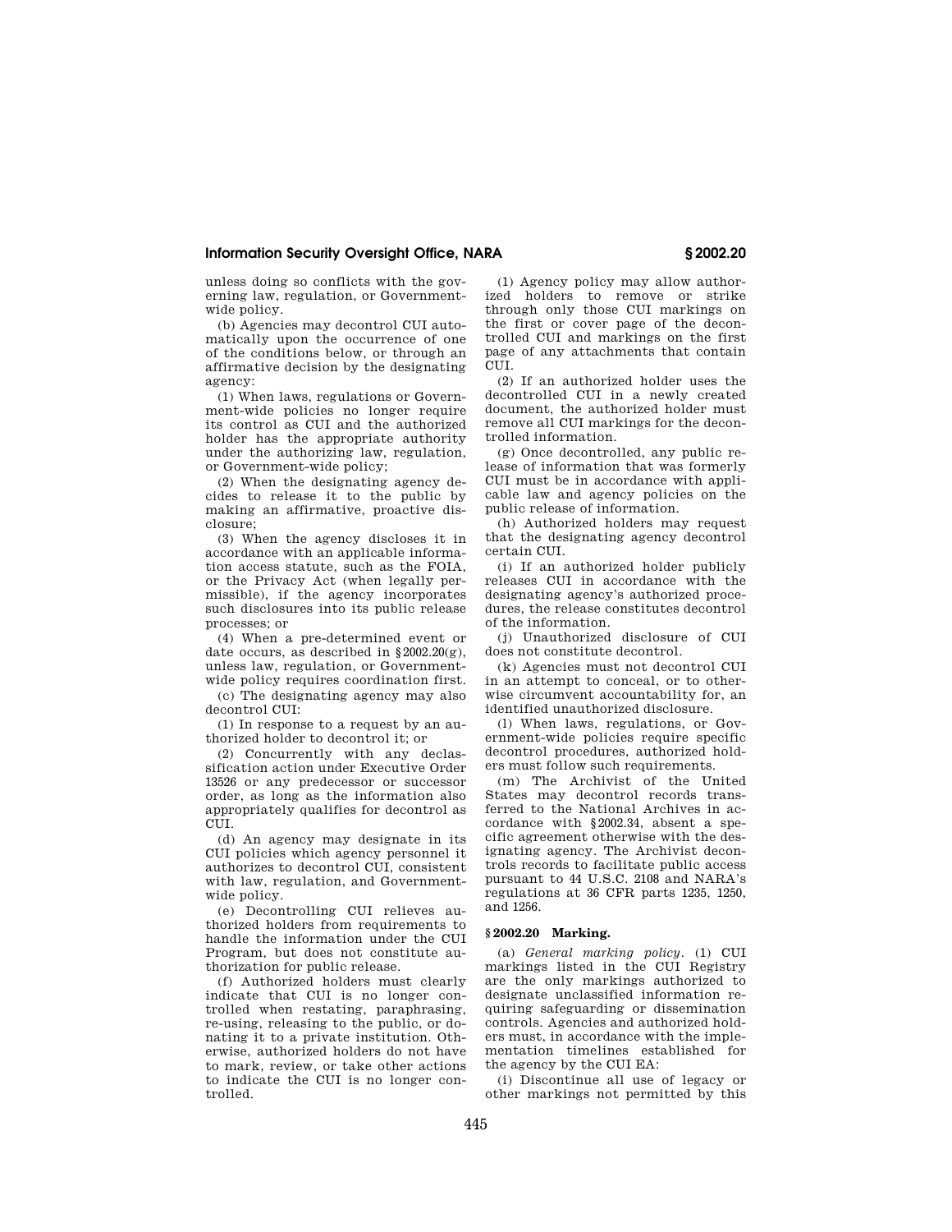unless doing so conflicts with the governing law, regulation, or Government-wide policy.

(b) Agencies may decontrol CUI automatically upon the occurrence of one of the conditions below, or through an affirmative decision by the designating agency:

(1) When laws, regulations or Government-wide policies no longer require its control as CUI and the authorized holder has the appropriate authority under the authorizing law, regulation, or Government-wide policy;

(2) When the designating agency decides to release it to the public by making an affirmative, proactive disclosure;

(3) When the agency discloses it in accordance with an applicable information access statute, such as the FOIA, or the Privacy Act (when legally permissible), if the agency incorporates such disclosures into its public release processes; or

(4) When a pre-determined event or date occurs, as described in §2002.20(g), unless law, regulation, or Government-wide policy requires coordination first.

(c) The designating agency may also decontrol CUI:

(1) In response to a request by an authorized holder to decontrol it; or

(2) Concurrently with any declassification action under Executive Order 13526 or any predecessor or successor order, as long as the information also appropriately qualifies for decontrol as CUI.

(d) An agency may designate in its CUI policies which agency personnel it authorizes to decontrol CUI, consistent with law, regulation, and Government-wide policy.

(e) Decontrolling CUI relieves authorized holders from requirements to handle the information under the CUI Program, but does not constitute authorization for public release.

(f) Authorized holders must clearly indicate that CUI is no longer controlled when restating, paraphrasing, re-using, releasing to the public, or donating it to a private institution. Otherwise, authorized holders do not have to mark, review, or take other actions to indicate the CUI is no longer controlled.

(1) Agency policy may allow authorized holders to remove or strike through only those CUI markings on the first or cover page of the decontrolled CUI and markings on the first page of any attachments that contain CUI.

(2) If an authorized holder uses the decontrolled CUI in a newly created document, the authorized holder must remove all CUI markings for the decontrolled information.

(g) Once decontrolled, any public release of information that was formerly CUI must be in accordance with applicable law and agency policies on the public release of information.

(h) Authorized holders may request that the designating agency decontrol certain CUI.

(i) If an authorized holder publicly releases CUI in accordance with the designating agency's authorized procedures, the release constitutes decontrol of the information.

(j) Unauthorized disclosure of CUI does not constitute decontrol.

(k) Agencies must not decontrol CUI in an attempt to conceal, or to otherwise circumvent accountability for, an identified unauthorized disclosure.

(l) When laws, regulations, or Government-wide policies require specific decontrol procedures, authorized holders must follow such requirements.

(m) The Archivist of the United States may decontrol records transferred to the National Archives in accordance with §2002.34, absent a specific agreement otherwise with the designating agency. The Archivist decontrols records to facilitate public access pursuant to 44 U.S.C. 2108 and NARA's regulations at 36 CFR parts 1235, 1250, and 1256.

## §2002.20 Marking.

(a) *General marking policy.* (1) CUI markings listed in the CUI Registry are the only markings authorized to designate unclassified information requiring safeguarding or dissemination controls. Agencies and authorized holders must, in accordance with the implementation timelines established for the agency by the CUI EA:

(i) Discontinue all use of legacy or other markings not permitted by this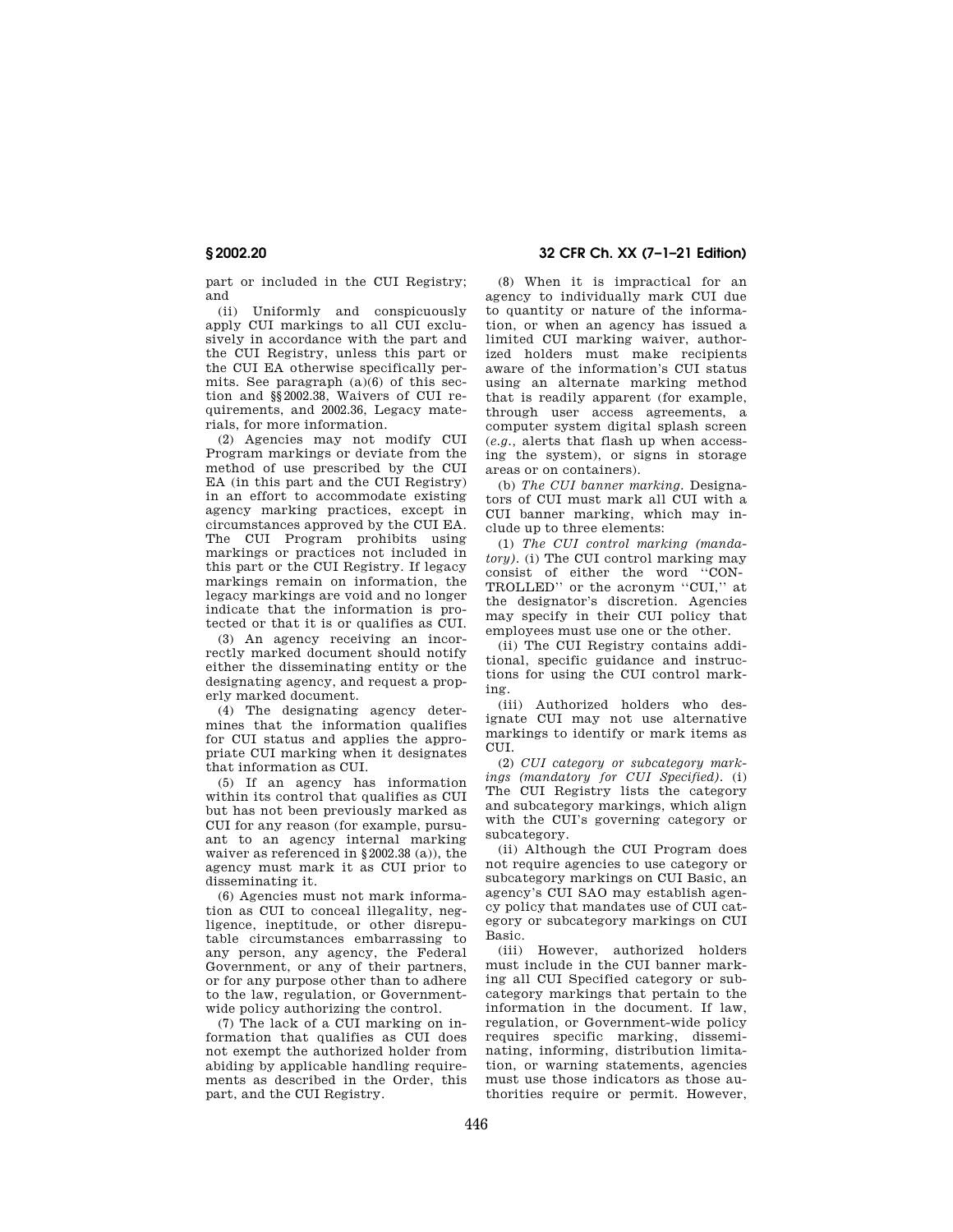part or included in the CUI Registry; and

(ii) Uniformly and conspicuously apply CUI markings to all CUI exclusively in accordance with the part and the CUI Registry, unless this part or the CUI EA otherwise specifically permits. See paragraph (a)(6) of this section and §§2002.38, Waivers of CUI requirements, and 2002.36, Legacy materials, for more information.

(2) Agencies may not modify CUI Program markings or deviate from the method of use prescribed by the CUI EA (in this part and the CUI Registry) in an effort to accommodate existing agency marking practices, except in circumstances approved by the CUI EA. The CUI Program prohibits using markings or practices not included in this part or the CUI Registry. If legacy markings remain on information, the legacy markings are void and no longer indicate that the information is protected or that it is or qualifies as CUI.

(3) An agency receiving an incorrectly marked document should notify either the disseminating entity or the designating agency, and request a properly marked document.

(4) The designating agency determines that the information qualifies for CUI status and applies the appropriate CUI marking when it designates that information as CUI.

(5) If an agency has information within its control that qualifies as CUI but has not been previously marked as CUI for any reason (for example, pursuant to an agency internal marking waiver as referenced in §2002.38 (a)), the agency must mark it as CUI prior to disseminating it.

(6) Agencies must not mark information as CUI to conceal illegality, negligence, ineptitude, or other disreputable circumstances embarrassing to any person, any agency, the Federal Government, or any of their partners, or for any purpose other than to adhere to the law, regulation, or Government-wide policy authorizing the control.

(7) The lack of a CUI marking on information that qualifies as CUI does not exempt the authorized holder from abiding by applicable handling requirements as described in the Order, this part, and the CUI Registry.

(8) When it is impractical for an agency to individually mark CUI due to quantity or nature of the information, or when an agency has issued a limited CUI marking waiver, authorized holders must make recipients aware of the information's CUI status using an alternate marking method that is readily apparent (for example, through user access agreements, a computer system digital splash screen (*e.g.*, alerts that flash up when accessing the system), or signs in storage areas or on containers).

(b) *The CUI banner marking.* Designators of CUI must mark all CUI with a CUI banner marking, which may include up to three elements:

(1) *The CUI control marking (mandatory).* (i) The CUI control marking may consist of either the word "CONTROLLED" or the acronym "CUI," at the designator's discretion. Agencies may specify in their CUI policy that employees must use one or the other.

(ii) The CUI Registry contains additional, specific guidance and instructions for using the CUI control marking.

(iii) Authorized holders who designate CUI may not use alternative markings to identify or mark items as CUI.

(2) *CUI category or subcategory markings (mandatory for CUI Specified).* (i) The CUI Registry lists the category and subcategory markings, which align with the CUI's governing category or subcategory.

(ii) Although the CUI Program does not require agencies to use category or subcategory markings on CUI Basic, an agency's CUI SAO may establish agency policy that mandates use of CUI category or subcategory markings on CUI Basic.

(iii) However, authorized holders must include in the CUI banner marking all CUI Specified category or subcategory markings that pertain to the information in the document. If law, regulation, or Government-wide policy requires specific marking, disseminating, informing, distribution limitation, or warning statements, agencies must use those indicators as those authorities require or permit. However,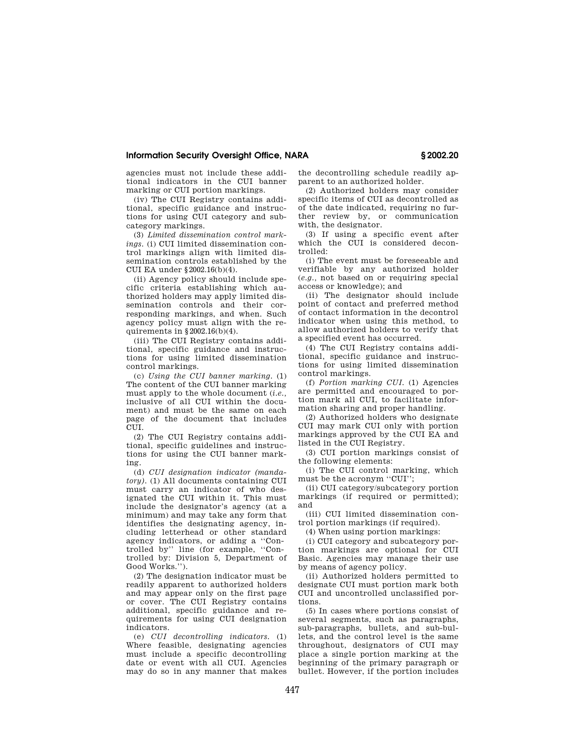agencies must not include these additional indicators in the CUI banner marking or CUI portion markings.

(iv) The CUI Registry contains additional, specific guidance and instructions for using CUI category and subcategory markings.

(3) *Limited dissemination control markings.* (i) CUI limited dissemination control markings align with limited dissemination controls established by the CUI EA under §2002.16(b)(4).

(ii) Agency policy should include specific criteria establishing which authorized holders may apply limited dissemination controls and their corresponding markings, and when. Such agency policy must align with the requirements in §2002.16(b)(4).

(iii) The CUI Registry contains additional, specific guidance and instructions for using limited dissemination control markings.

(c) *Using the CUI banner marking.* (1) The content of the CUI banner marking must apply to the whole document (*i.e.,* inclusive of all CUI within the document) and must be the same on each page of the document that includes CUI.

(2) The CUI Registry contains additional, specific guidelines and instructions for using the CUI banner marking.

(d) *CUI designation indicator (mandatory).* (1) All documents containing CUI must carry an indicator of who designated the CUI within it. This must include the designator's agency (at a minimum) and may take any form that identifies the designating agency, including letterhead or other standard agency indicators, or adding a ''Controlled by'' line (for example, ''Controlled by: Division 5, Department of Good Works.'').

(2) The designation indicator must be readily apparent to authorized holders and may appear only on the first page or cover. The CUI Registry contains additional, specific guidance and requirements for using CUI designation indicators.

(e) *CUI decontrolling indicators.* (1) Where feasible, designating agencies must include a specific decontrolling date or event with all CUI. Agencies may do so in any manner that makes the decontrolling schedule readily apparent to an authorized holder.

(2) Authorized holders may consider specific items of CUI as decontrolled as of the date indicated, requiring no further review by, or communication with, the designator.

(3) If using a specific event after which the CUI is considered decontrolled:

(i) The event must be foreseeable and verifiable by any authorized holder (*e.g.,* not based on or requiring special access or knowledge); and

(ii) The designator should include point of contact and preferred method of contact information in the decontrol indicator when using this method, to allow authorized holders to verify that a specified event has occurred.

(4) The CUI Registry contains additional, specific guidance and instructions for using limited dissemination control markings.

(f) *Portion marking CUI.* (1) Agencies are permitted and encouraged to portion mark all CUI, to facilitate information sharing and proper handling.

(2) Authorized holders who designate CUI may mark CUI only with portion markings approved by the CUI EA and listed in the CUI Registry.

(3) CUI portion markings consist of the following elements:

(i) The CUI control marking, which must be the acronym ''CUI'';

(ii) CUI category/subcategory portion markings (if required or permitted); and

(iii) CUI limited dissemination control portion markings (if required).

(4) When using portion markings:

(i) CUI category and subcategory portion markings are optional for CUI Basic. Agencies may manage their use by means of agency policy.

(ii) Authorized holders permitted to designate CUI must portion mark both CUI and uncontrolled unclassified portions.

(5) In cases where portions consist of several segments, such as paragraphs, sub-paragraphs, bullets, and sub-bullets, and the control level is the same throughout, designators of CUI may place a single portion marking at the beginning of the primary paragraph or bullet. However, if the portion includes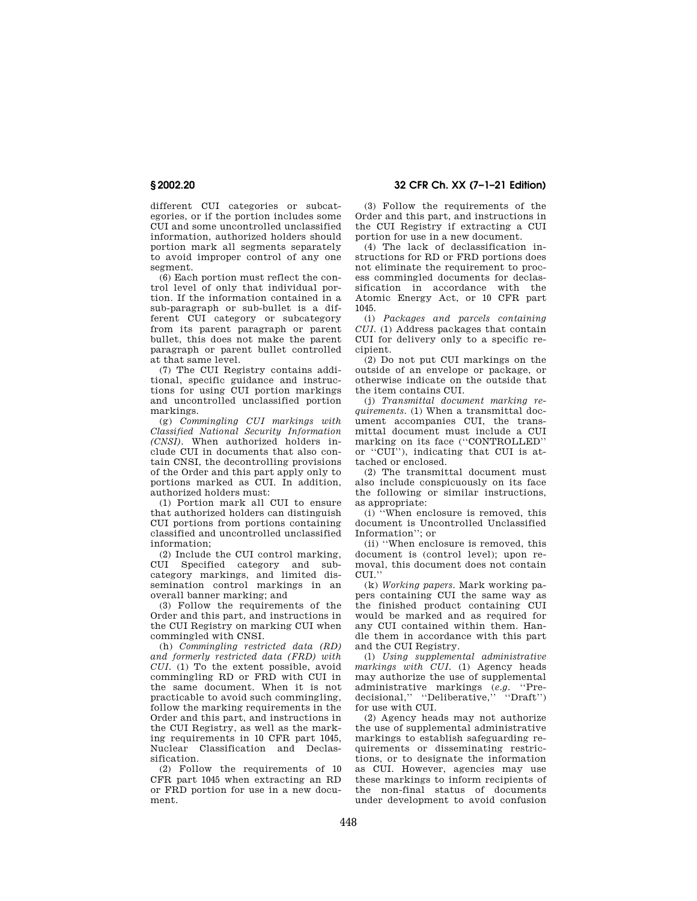different CUI categories or subcategories, or if the portion includes some CUI and some uncontrolled unclassified information, authorized holders should portion mark all segments separately to avoid improper control of any one segment.

(6) Each portion must reflect the control level of only that individual portion. If the information contained in a sub-paragraph or sub-bullet is a different CUI category or subcategory from its parent paragraph or parent bullet, this does not make the parent paragraph or parent bullet controlled at that same level.

(7) The CUI Registry contains additional, specific guidance and instructions for using CUI portion markings and uncontrolled unclassified portion markings.

(g) *Commingling CUI markings with Classified National Security Information (CNSI).* When authorized holders include CUI in documents that also contain CNSI, the decontrolling provisions of the Order and this part apply only to portions marked as CUI. In addition, authorized holders must:

(1) Portion mark all CUI to ensure that authorized holders can distinguish CUI portions from portions containing classified and uncontrolled unclassified information;

(2) Include the CUI control marking, CUI Specified category and subcategory markings, and limited dissemination control markings in an overall banner marking; and

(3) Follow the requirements of the Order and this part, and instructions in the CUI Registry on marking CUI when commingled with CNSI.

(h) *Commingling restricted data (RD) and formerly restricted data (FRD) with CUI.* (1) To the extent possible, avoid commingling RD or FRD with CUI in the same document. When it is not practicable to avoid such commingling, follow the marking requirements in the Order and this part, and instructions in the CUI Registry, as well as the marking requirements in 10 CFR part 1045, Nuclear Classification and Declassification.

(2) Follow the requirements of 10 CFR part 1045 when extracting an RD or FRD portion for use in a new document.

(3) Follow the requirements of the Order and this part, and instructions in the CUI Registry if extracting a CUI portion for use in a new document.

(4) The lack of declassification instructions for RD or FRD portions does not eliminate the requirement to process commingled documents for declassification in accordance with the Atomic Energy Act, or 10 CFR part 1045.

(i) *Packages and parcels containing CUI.* (1) Address packages that contain CUI for delivery only to a specific recipient.

(2) Do not put CUI markings on the outside of an envelope or package, or otherwise indicate on the outside that the item contains CUI.

(j) *Transmittal document marking requirements.* (1) When a transmittal document accompanies CUI, the transmittal document must include a CUI marking on its face (''CONTROLLED'' or ''CUI''), indicating that CUI is attached or enclosed.

(2) The transmittal document must also include conspicuously on its face the following or similar instructions, as appropriate:

(i) ''When enclosure is removed, this document is Uncontrolled Unclassified Information''; or

(ii) ''When enclosure is removed, this document is (control level); upon removal, this document does not contain CUI.''

(k) *Working papers.* Mark working papers containing CUI the same way as the finished product containing CUI would be marked and as required for any CUI contained within them. Handle them in accordance with this part and the CUI Registry.

(l) *Using supplemental administrative markings with CUI.* (1) Agency heads may authorize the use of supplemental administrative markings (*e.g.* ''Predecisional,'' ''Deliberative,'' ''Draft'') for use with CUI.

(2) Agency heads may not authorize the use of supplemental administrative markings to establish safeguarding requirements or disseminating restrictions, or to designate the information as CUI. However, agencies may use these markings to inform recipients of the non-final status of documents under development to avoid confusion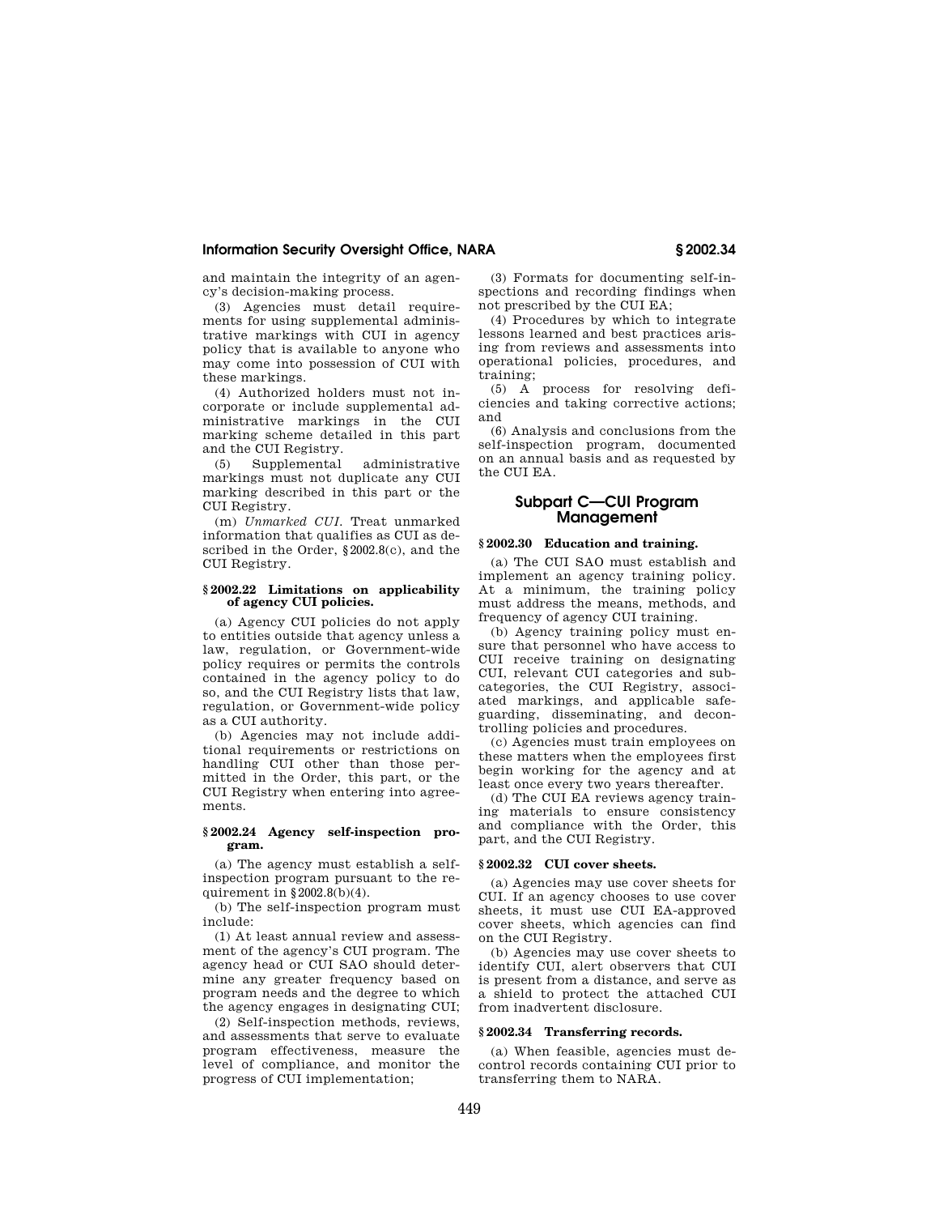and maintain the integrity of an agency's decision-making process.

(3) Agencies must detail requirements for using supplemental administrative markings with CUI in agency policy that is available to anyone who may come into possession of CUI with these markings.

(4) Authorized holders must not incorporate or include supplemental administrative markings in the CUI marking scheme detailed in this part and the CUI Registry.

(5) Supplemental administrative markings must not duplicate any CUI marking described in this part or the CUI Registry.

(m) *Unmarked CUI.* Treat unmarked information that qualifies as CUI as described in the Order, §2002.8(c), and the CUI Registry.

### §2002.22 Limitations on applicability of agency CUI policies.

(a) Agency CUI policies do not apply to entities outside that agency unless a law, regulation, or Government-wide policy requires or permits the controls contained in the agency policy to do so, and the CUI Registry lists that law, regulation, or Government-wide policy as a CUI authority.

(b) Agencies may not include additional requirements or restrictions on handling CUI other than those permitted in the Order, this part, or the CUI Registry when entering into agreements.

### §2002.24 Agency self-inspection program.

(a) The agency must establish a self-inspection program pursuant to the requirement in §2002.8(b)(4).

(b) The self-inspection program must include:

(1) At least annual review and assessment of the agency's CUI program. The agency head or CUI SAO should determine any greater frequency based on program needs and the degree to which the agency engages in designating CUI;

(2) Self-inspection methods, reviews, and assessments that serve to evaluate program effectiveness, measure the level of compliance, and monitor the progress of CUI implementation;

(3) Formats for documenting self-inspections and recording findings when not prescribed by the CUI EA;

(4) Procedures by which to integrate lessons learned and best practices arising from reviews and assessments into operational policies, procedures, and training;

(5) A process for resolving deficiencies and taking corrective actions; and

(6) Analysis and conclusions from the self-inspection program, documented on an annual basis and as requested by the CUI EA.

## Subpart C—CUI Program Management

### §2002.30 Education and training.

(a) The CUI SAO must establish and implement an agency training policy. At a minimum, the training policy must address the means, methods, and frequency of agency CUI training.

(b) Agency training policy must ensure that personnel who have access to CUI receive training on designating CUI, relevant CUI categories and subcategories, the CUI Registry, associated markings, and applicable safeguarding, disseminating, and decontrolling policies and procedures.

(c) Agencies must train employees on these matters when the employees first begin working for the agency and at least once every two years thereafter.

(d) The CUI EA reviews agency training materials to ensure consistency and compliance with the Order, this part, and the CUI Registry.

### §2002.32 CUI cover sheets.

(a) Agencies may use cover sheets for CUI. If an agency chooses to use cover sheets, it must use CUI EA-approved cover sheets, which agencies can find on the CUI Registry.

(b) Agencies may use cover sheets to identify CUI, alert observers that CUI is present from a distance, and serve as a shield to protect the attached CUI from inadvertent disclosure.

### §2002.34 Transferring records.

(a) When feasible, agencies must decontrol records containing CUI prior to transferring them to NARA.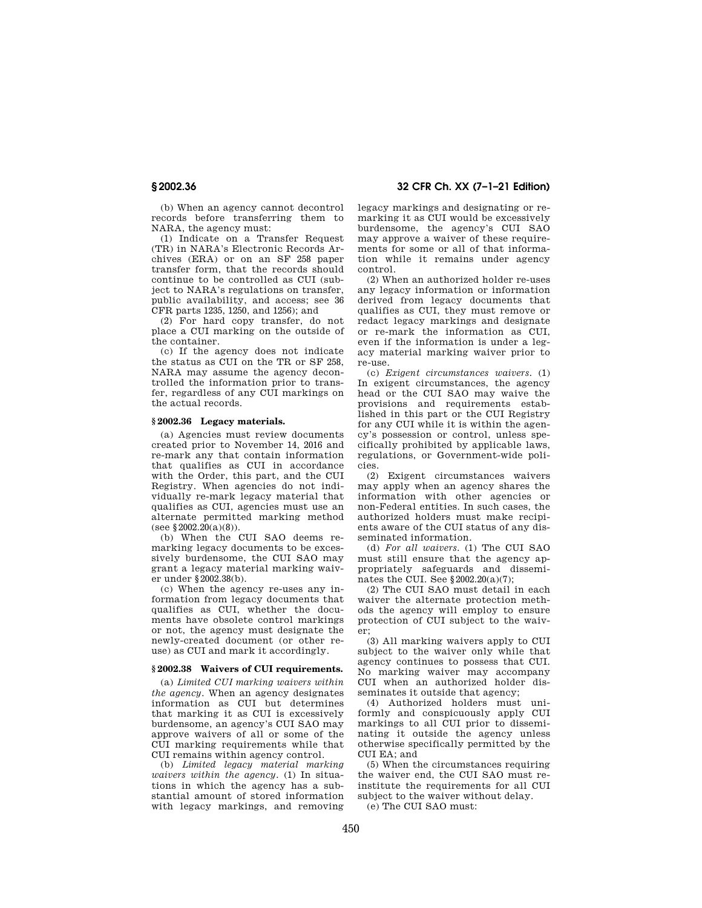(b) When an agency cannot decontrol records before transferring them to NARA, the agency must:

(1) Indicate on a Transfer Request (TR) in NARA's Electronic Records Archives (ERA) or on an SF 258 paper transfer form, that the records should continue to be controlled as CUI (subject to NARA's regulations on transfer, public availability, and access; see 36 CFR parts 1235, 1250, and 1256); and

(2) For hard copy transfer, do not place a CUI marking on the outside of the container.

(c) If the agency does not indicate the status as CUI on the TR or SF 258, NARA may assume the agency decontrolled the information prior to transfer, regardless of any CUI markings on the actual records.

### § 2002.36 Legacy materials.

(a) Agencies must review documents created prior to November 14, 2016 and re-mark any that contain information that qualifies as CUI in accordance with the Order, this part, and the CUI Registry. When agencies do not individually re-mark legacy material that qualifies as CUI, agencies must use an alternate permitted marking method (see § 2002.20(a)(8)).

(b) When the CUI SAO deems re-marking legacy documents to be excessively burdensome, the CUI SAO may grant a legacy material marking waiver under § 2002.38(b).

(c) When the agency re-uses any information from legacy documents that qualifies as CUI, whether the documents have obsolete control markings or not, the agency must designate the newly-created document (or other re-use) as CUI and mark it accordingly.

### § 2002.38 Waivers of CUI requirements.

(a) *Limited CUI marking waivers within the agency.* When an agency designates information as CUI but determines that marking it as CUI is excessively burdensome, an agency's CUI SAO may approve waivers of all or some of the CUI marking requirements while that CUI remains within agency control.

(b) *Limited legacy material marking waivers within the agency.* (1) In situations in which the agency has a substantial amount of stored information with legacy markings, and removing legacy markings and designating or re-marking it as CUI would be excessively burdensome, the agency's CUI SAO may approve a waiver of these requirements for some or all of that information while it remains under agency control.

(2) When an authorized holder re-uses any legacy information or information derived from legacy documents that qualifies as CUI, they must remove or redact legacy markings and designate or re-mark the information as CUI, even if the information is under a legacy material marking waiver prior to re-use.

(c) *Exigent circumstances waivers.* (1) In exigent circumstances, the agency head or the CUI SAO may waive the provisions and requirements established in this part or the CUI Registry for any CUI while it is within the agency's possession or control, unless specifically prohibited by applicable laws, regulations, or Government-wide policies.

(2) Exigent circumstances waivers may apply when an agency shares the information with other agencies or non-Federal entities. In such cases, the authorized holders must make recipients aware of the CUI status of any disseminated information.

(d) *For all waivers.* (1) The CUI SAO must still ensure that the agency appropriately safeguards and disseminates the CUI. See § 2002.20(a)(7);

(2) The CUI SAO must detail in each waiver the alternate protection methods the agency will employ to ensure protection of CUI subject to the waiver;

(3) All marking waivers apply to CUI subject to the waiver only while that agency continues to possess that CUI. No marking waiver may accompany CUI when an authorized holder disseminates it outside that agency;

(4) Authorized holders must uniformly and conspicuously apply CUI markings to all CUI prior to disseminating it outside the agency unless otherwise specifically permitted by the CUI EA; and

(5) When the circumstances requiring the waiver end, the CUI SAO must reinstitute the requirements for all CUI subject to the waiver without delay.

(e) The CUI SAO must: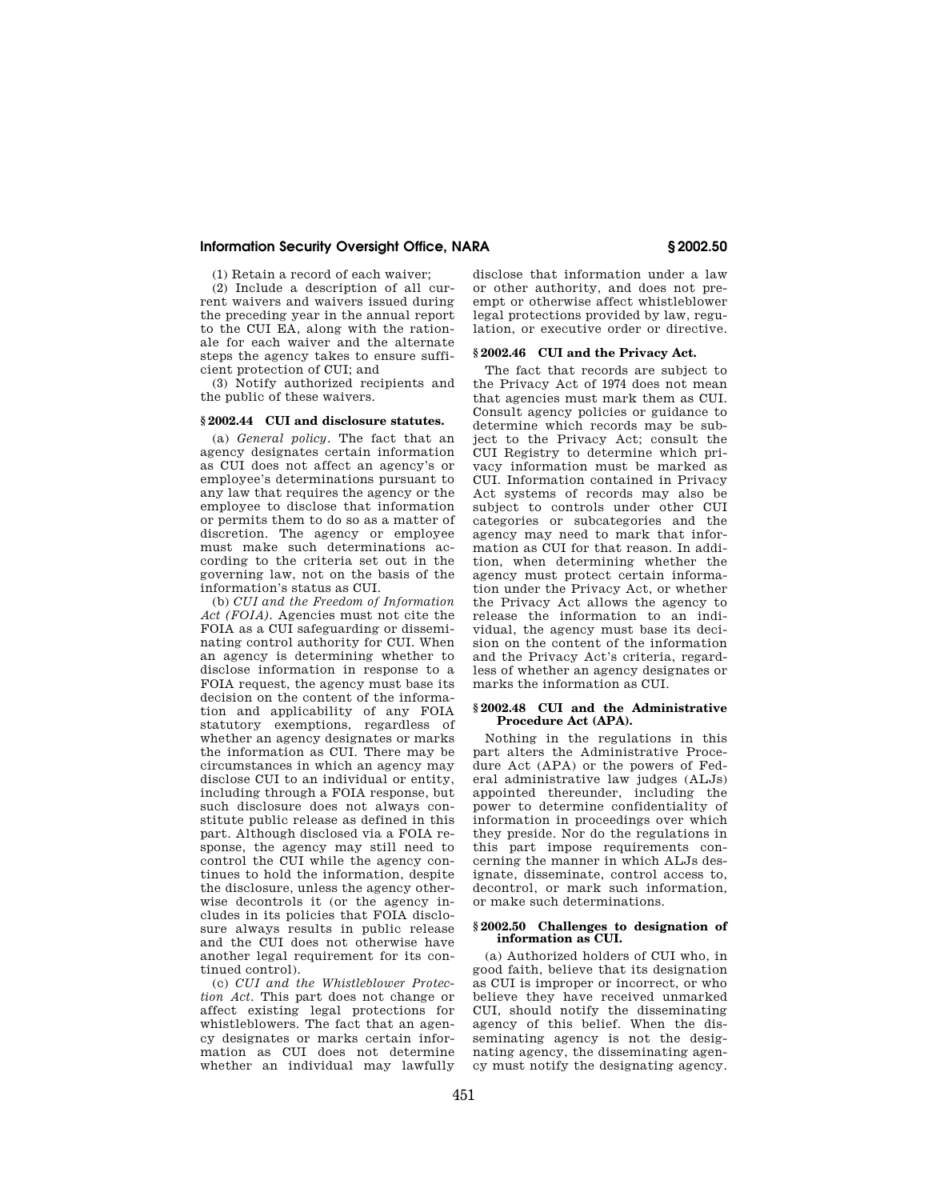(1) Retain a record of each waiver;

(2) Include a description of all current waivers and waivers issued during the preceding year in the annual report to the CUI EA, along with the rationale for each waiver and the alternate steps the agency takes to ensure sufficient protection of CUI; and

(3) Notify authorized recipients and the public of these waivers.

### § 2002.44 CUI and disclosure statutes.

(a) *General policy.* The fact that an agency designates certain information as CUI does not affect an agency's or employee's determinations pursuant to any law that requires the agency or the employee to disclose that information or permits them to do so as a matter of discretion. The agency or employee must make such determinations according to the criteria set out in the governing law, not on the basis of the information's status as CUI.

(b) *CUI and the Freedom of Information Act (FOIA).* Agencies must not cite the FOIA as a CUI safeguarding or disseminating control authority for CUI. When an agency is determining whether to disclose information in response to a FOIA request, the agency must base its decision on the content of the information and applicability of any FOIA statutory exemptions, regardless of whether an agency designates or marks the information as CUI. There may be circumstances in which an agency may disclose CUI to an individual or entity, including through a FOIA response, but such disclosure does not always constitute public release as defined in this part. Although disclosed via a FOIA response, the agency may still need to control the CUI while the agency continues to hold the information, despite the disclosure, unless the agency otherwise decontrols it (or the agency includes in its policies that FOIA disclosure always results in public release and the CUI does not otherwise have another legal requirement for its continued control).

(c) *CUI and the Whistleblower Protection Act.* This part does not change or affect existing legal protections for whistleblowers. The fact that an agency designates or marks certain information as CUI does not determine whether an individual may lawfully disclose that information under a law or other authority, and does not preempt or otherwise affect whistleblower legal protections provided by law, regulation, or executive order or directive.

### § 2002.46 CUI and the Privacy Act.

The fact that records are subject to the Privacy Act of 1974 does not mean that agencies must mark them as CUI. Consult agency policies or guidance to determine which records may be subject to the Privacy Act; consult the CUI Registry to determine which privacy information must be marked as CUI. Information contained in Privacy Act systems of records may also be subject to controls under other CUI categories or subcategories and the agency may need to mark that information as CUI for that reason. In addition, when determining whether the agency must protect certain information under the Privacy Act, or whether the Privacy Act allows the agency to release the information to an individual, the agency must base its decision on the content of the information and the Privacy Act's criteria, regardless of whether an agency designates or marks the information as CUI.

### § 2002.48 CUI and the Administrative Procedure Act (APA).

Nothing in the regulations in this part alters the Administrative Procedure Act (APA) or the powers of Federal administrative law judges (ALJs) appointed thereunder, including the power to determine confidentiality of information in proceedings over which they preside. Nor do the regulations in this part impose requirements concerning the manner in which ALJs designate, disseminate, control access to, decontrol, or mark such information, or make such determinations.

### § 2002.50 Challenges to designation of information as CUI.

(a) Authorized holders of CUI who, in good faith, believe that its designation as CUI is improper or incorrect, or who believe they have received unmarked CUI, should notify the disseminating agency of this belief. When the disseminating agency is not the designating agency, the disseminating agency must notify the designating agency.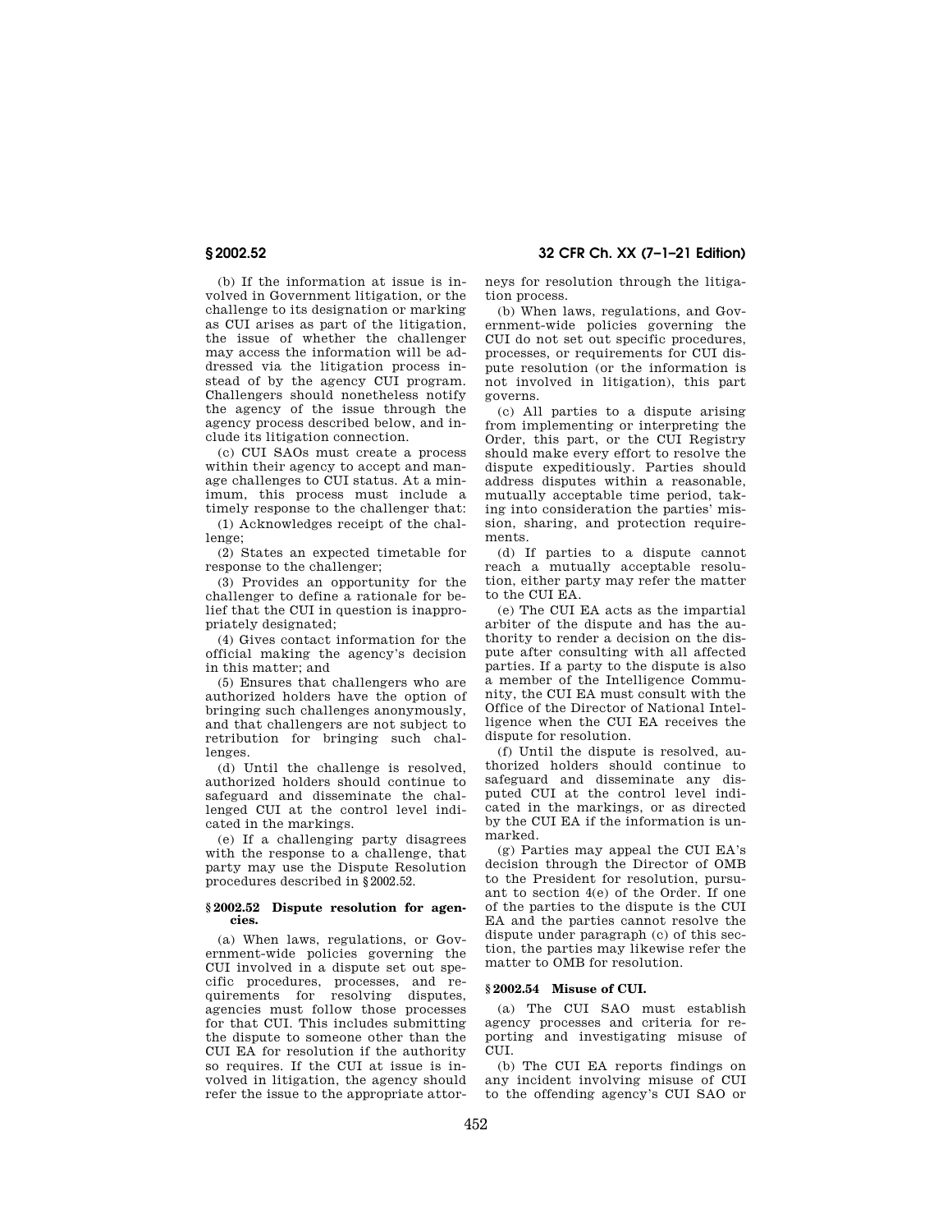(b) If the information at issue is involved in Government litigation, or the challenge to its designation or marking as CUI arises as part of the litigation, the issue of whether the challenger may access the information will be addressed via the litigation process instead of by the agency CUI program. Challengers should nonetheless notify the agency of the issue through the agency process described below, and include its litigation connection.

(c) CUI SAOs must create a process within their agency to accept and manage challenges to CUI status. At a minimum, this process must include a timely response to the challenger that:

(1) Acknowledges receipt of the challenge;

(2) States an expected timetable for response to the challenger;

(3) Provides an opportunity for the challenger to define a rationale for belief that the CUI in question is inappropriately designated;

(4) Gives contact information for the official making the agency's decision in this matter; and

(5) Ensures that challengers who are authorized holders have the option of bringing such challenges anonymously, and that challengers are not subject to retribution for bringing such challenges.

(d) Until the challenge is resolved, authorized holders should continue to safeguard and disseminate the challenged CUI at the control level indicated in the markings.

(e) If a challenging party disagrees with the response to a challenge, that party may use the Dispute Resolution procedures described in §2002.52.

### §2002.52 Dispute resolution for agencies.

(a) When laws, regulations, or Government-wide policies governing the CUI involved in a dispute set out specific procedures, processes, and requirements for resolving disputes, agencies must follow those processes for that CUI. This includes submitting the dispute to someone other than the CUI EA for resolution if the authority so requires. If the CUI at issue is involved in litigation, the agency should refer the issue to the appropriate attorneys for resolution through the litigation process.

(b) When laws, regulations, and Government-wide policies governing the CUI do not set out specific procedures, processes, or requirements for CUI dispute resolution (or the information is not involved in litigation), this part governs.

(c) All parties to a dispute arising from implementing or interpreting the Order, this part, or the CUI Registry should make every effort to resolve the dispute expeditiously. Parties should address disputes within a reasonable, mutually acceptable time period, taking into consideration the parties' mission, sharing, and protection requirements.

(d) If parties to a dispute cannot reach a mutually acceptable resolution, either party may refer the matter to the CUI EA.

(e) The CUI EA acts as the impartial arbiter of the dispute and has the authority to render a decision on the dispute after consulting with all affected parties. If a party to the dispute is also a member of the Intelligence Community, the CUI EA must consult with the Office of the Director of National Intelligence when the CUI EA receives the dispute for resolution.

(f) Until the dispute is resolved, authorized holders should continue to safeguard and disseminate any disputed CUI at the control level indicated in the markings, or as directed by the CUI EA if the information is unmarked.

(g) Parties may appeal the CUI EA's decision through the Director of OMB to the President for resolution, pursuant to section 4(e) of the Order. If one of the parties to the dispute is the CUI EA and the parties cannot resolve the dispute under paragraph (c) of this section, the parties may likewise refer the matter to OMB for resolution.

### §2002.54 Misuse of CUI.

(a) The CUI SAO must establish agency processes and criteria for reporting and investigating misuse of CUI.

(b) The CUI EA reports findings on any incident involving misuse of CUI to the offending agency's CUI SAO or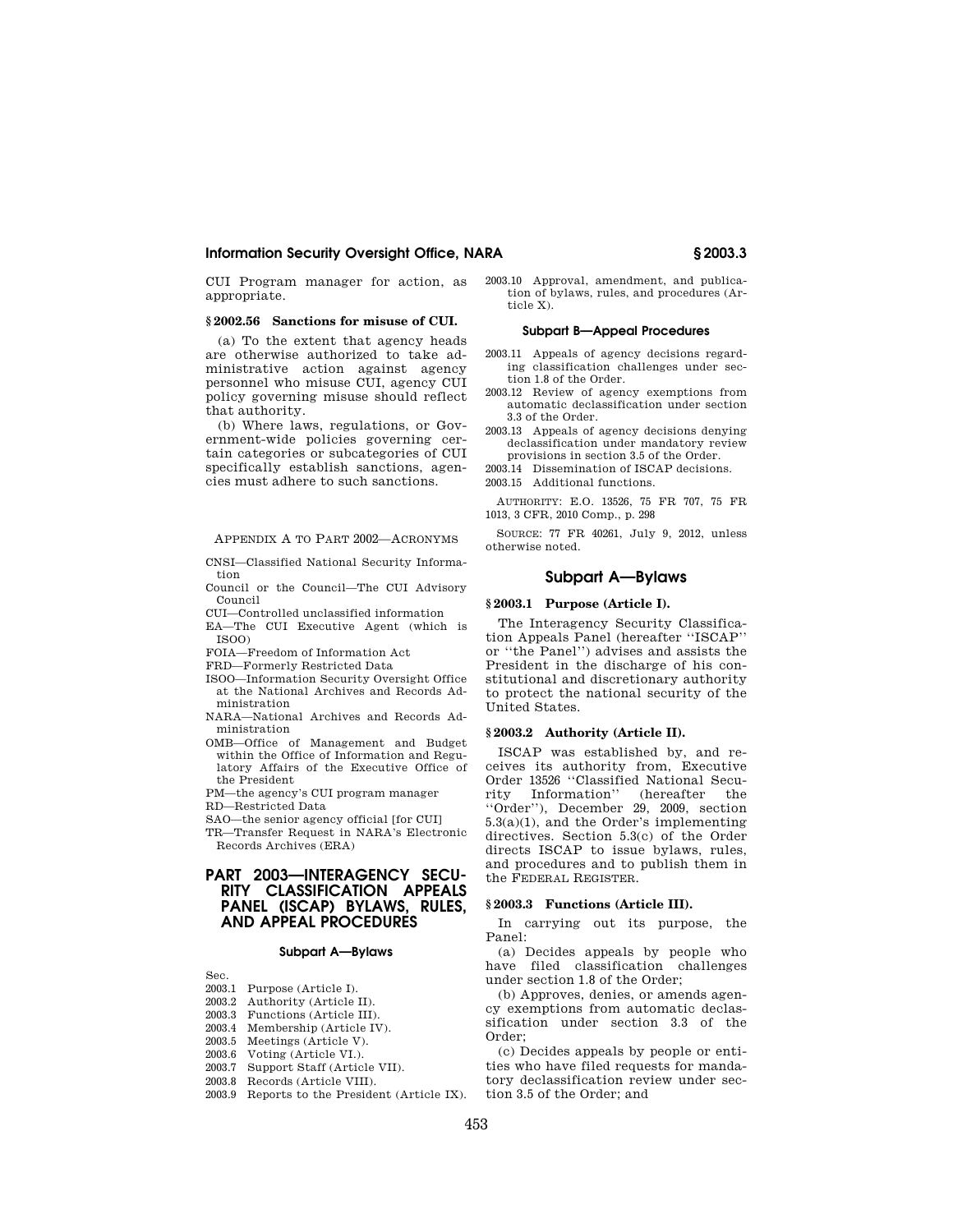CUI Program manager for action, as appropriate.

### § 2002.56 Sanctions for misuse of CUI.

(a) To the extent that agency heads are otherwise authorized to take administrative action against agency personnel who misuse CUI, agency CUI policy governing misuse should reflect that authority.

(b) Where laws, regulations, or Government-wide policies governing certain categories or subcategories of CUI specifically establish sanctions, agencies must adhere to such sanctions.

APPENDIX A TO PART 2002—ACRONYMS

CNSI—Classified National Security Information

Council or the Council—The CUI Advisory Council

CUI—Controlled unclassified information

EA—The CUI Executive Agent (which is ISOO)

FOIA—Freedom of Information Act

FRD—Formerly Restricted Data

ISOO—Information Security Oversight Office at the National Archives and Records Administration

NARA—National Archives and Records Administration

OMB—Office of Management and Budget within the Office of Information and Regulatory Affairs of the Executive Office of the President

PM—the agency's CUI program manager

RD—Restricted Data

SAO—the senior agency official [for CUI]

TR—Transfer Request in NARA's Electronic Records Archives (ERA)

# PART 2003—INTERAGENCY SECURITY CLASSIFICATION APPEALS PANEL (ISCAP) BYLAWS, RULES, AND APPEAL PROCEDURES

#### Subpart A—Bylaws

Sec.

2003.1 Purpose (Article I).

2003.2 Authority (Article II).

2003.3 Functions (Article III).

2003.4 Membership (Article IV).

2003.5 Meetings (Article V).

2003.6 Voting (Article VI.).

2003.7 Support Staff (Article VII).

2003.8 Records (Article VIII).

2003.9 Reports to the President (Article IX).

2003.10 Approval, amendment, and publication of bylaws, rules, and procedures (Article X).

#### Subpart B—Appeal Procedures

2003.11 Appeals of agency decisions regarding classification challenges under section 1.8 of the Order.

2003.12 Review of agency exemptions from automatic declassification under section 3.3 of the Order.

2003.13 Appeals of agency decisions denying declassification under mandatory review provisions in section 3.5 of the Order.

2003.14 Dissemination of ISCAP decisions.

2003.15 Additional functions.

AUTHORITY: E.O. 13526, 75 FR 707, 75 FR 1013, 3 CFR, 2010 Comp., p. 298

SOURCE: 77 FR 40261, July 9, 2012, unless otherwise noted.

## Subpart A—Bylaws

### § 2003.1 Purpose (Article I).

The Interagency Security Classification Appeals Panel (hereafter ''ISCAP'' or ''the Panel'') advises and assists the President in the discharge of his constitutional and discretionary authority to protect the national security of the United States.

### § 2003.2 Authority (Article II).

ISCAP was established by, and receives its authority from, Executive Order 13526 ''Classified National Security Information'' (hereafter the ''Order''), December 29, 2009, section 5.3(a)(1), and the Order's implementing directives. Section 5.3(c) of the Order directs ISCAP to issue bylaws, rules, and procedures and to publish them in the FEDERAL REGISTER.

### § 2003.3 Functions (Article III).

In carrying out its purpose, the Panel:

(a) Decides appeals by people who have filed classification challenges under section 1.8 of the Order;

(b) Approves, denies, or amends agency exemptions from automatic declassification under section 3.3 of the Order;

(c) Decides appeals by people or entities who have filed requests for mandatory declassification review under section 3.5 of the Order; and